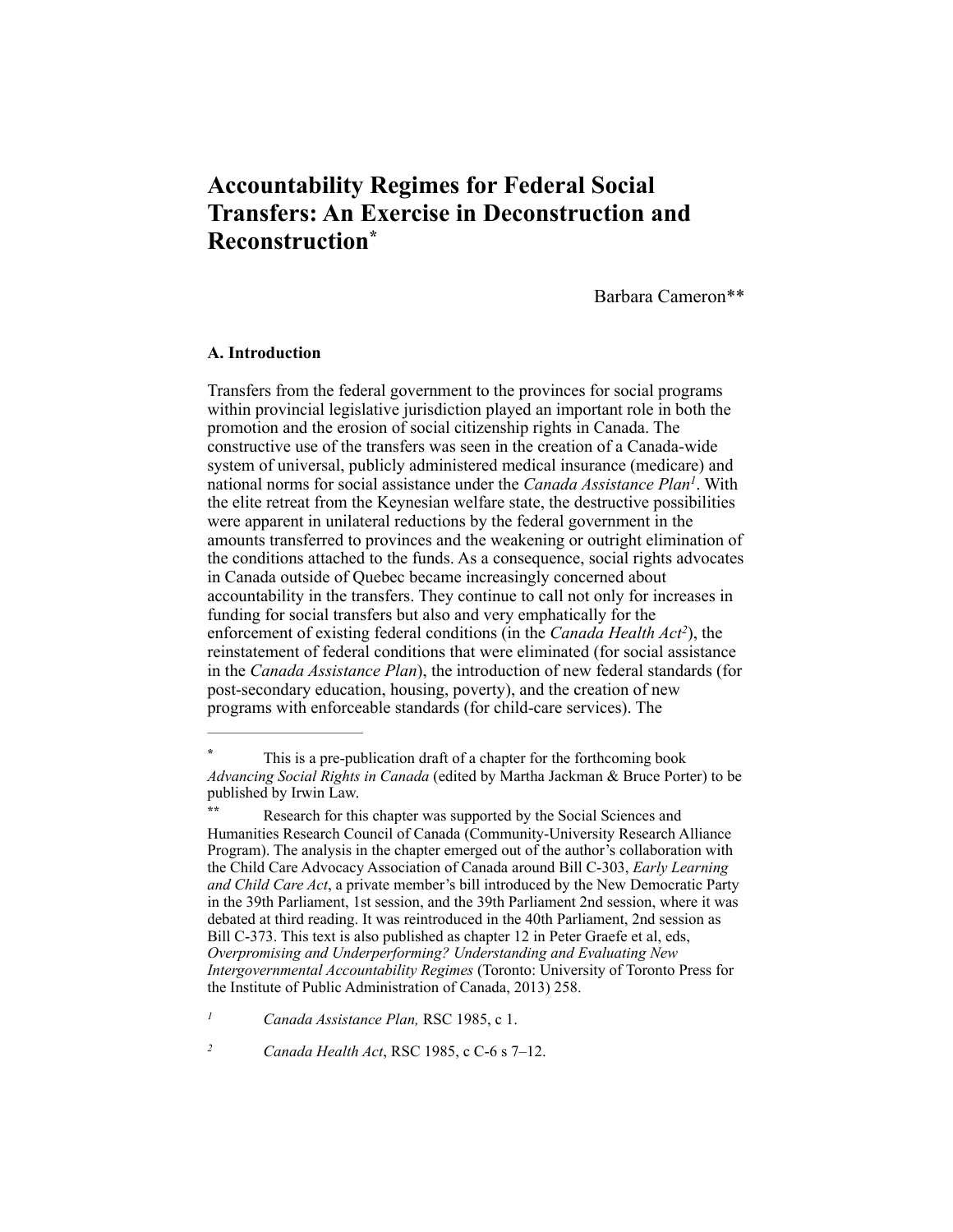# Accountability Regimes for Federal Social Transfers: An Exercise in Deconstruction and Reconstruction[*]

Barbara Cameron[**]

### A. Introduction

Transfers from the federal government to the provinces for social programs within provincial legislative jurisdiction played an important role in both the promotion and the erosion of social citizenship rights in Canada. The constructive use of the transfers was seen in the creation of a Canada-wide system of universal, publicly administered medical insurance (medicare) and national norms for social assistance under the *Canada Assistance Plan*[1]. With the elite retreat from the Keynesian welfare state, the destructive possibilities were apparent in unilateral reductions by the federal government in the amounts transferred to provinces and the weakening or outright elimination of the conditions attached to the funds. As a consequence, social rights advocates in Canada outside of Quebec became increasingly concerned about accountability in the transfers. They continue to call not only for increases in funding for social transfers but also and very emphatically for the enforcement of existing federal conditions (in the *Canada Health Act*[2]), the reinstatement of federal conditions that were eliminated (for social assistance in the *Canada Assistance Plan*), the introduction of new federal standards (for post-secondary education, housing, poverty), and the creation of new programs with enforceable standards (for child-care services). The

---

[*] This is a pre-publication draft of a chapter for the forthcoming book *Advancing Social Rights in Canada* (edited by Martha Jackman & Bruce Porter) to be published by Irwin Law.

[**] Research for this chapter was supported by the Social Sciences and Humanities Research Council of Canada (Community-University Research Alliance Program). The analysis in the chapter emerged out of the author's collaboration with the Child Care Advocacy Association of Canada around Bill C-303, *Early Learning and Child Care Act*, a private member's bill introduced by the New Democratic Party in the 39th Parliament, 1st session, and the 39th Parliament 2nd session, where it was debated at third reading. It was reintroduced in the 40th Parliament, 2nd session as Bill C-373. This text is also published as chapter 12 in Peter Graefe et al, eds, *Overpromising and Underperforming? Understanding and Evaluating New Intergovernmental Accountability Regimes* (Toronto: University of Toronto Press for the Institute of Public Administration of Canada, 2013) 258.

[1] *Canada Assistance Plan,* RSC 1985, c 1.

[2] *Canada Health Act*, RSC 1985, c C-6 s 7–12.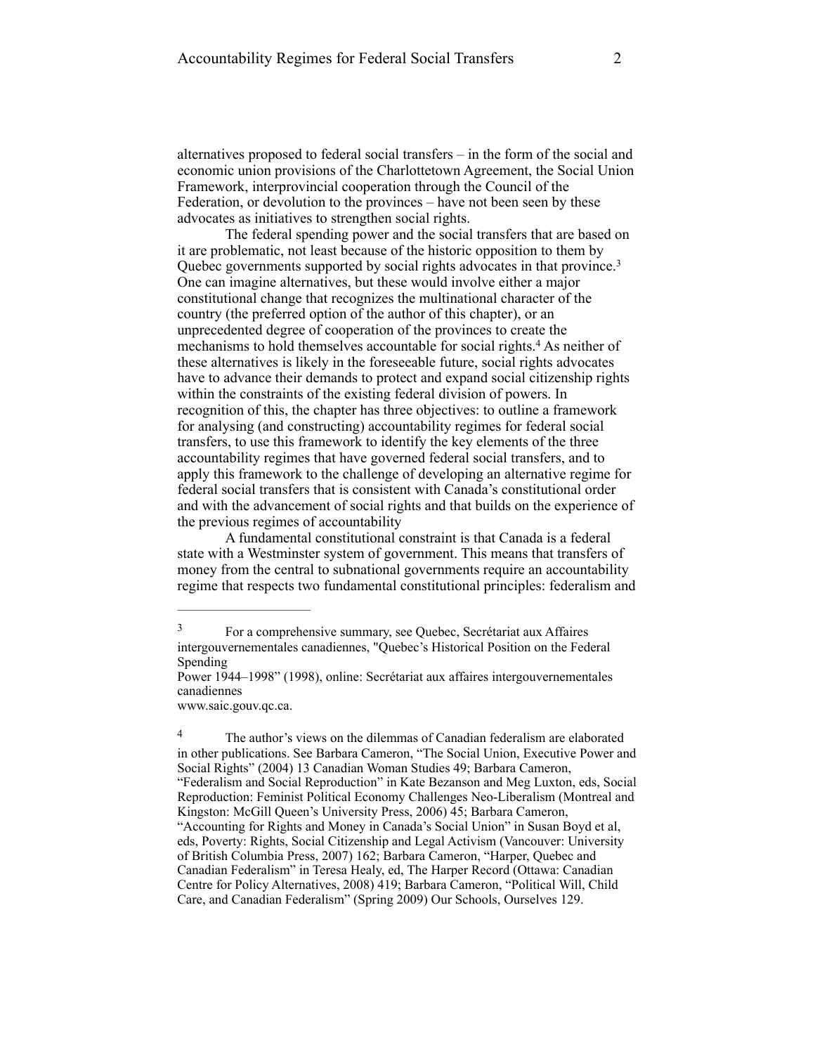alternatives proposed to federal social transfers – in the form of the social and economic union provisions of the Charlottetown Agreement, the Social Union Framework, interprovincial cooperation through the Council of the Federation, or devolution to the provinces – have not been seen by these advocates as initiatives to strengthen social rights.

The federal spending power and the social transfers that are based on it are problematic, not least because of the historic opposition to them by Quebec governments supported by social rights advocates in that province.[3] One can imagine alternatives, but these would involve either a major constitutional change that recognizes the multinational character of the country (the preferred option of the author of this chapter), or an unprecedented degree of cooperation of the provinces to create the mechanisms to hold themselves accountable for social rights.[4] As neither of these alternatives is likely in the foreseeable future, social rights advocates have to advance their demands to protect and expand social citizenship rights within the constraints of the existing federal division of powers. In recognition of this, the chapter has three objectives: to outline a framework for analysing (and constructing) accountability regimes for federal social transfers, to use this framework to identify the key elements of the three accountability regimes that have governed federal social transfers, and to apply this framework to the challenge of developing an alternative regime for federal social transfers that is consistent with Canada's constitutional order and with the advancement of social rights and that builds on the experience of the previous regimes of accountability

A fundamental constitutional constraint is that Canada is a federal state with a Westminster system of government. This means that transfers of money from the central to subnational governments require an accountability regime that respects two fundamental constitutional principles: federalism and

---

[3] For a comprehensive summary, see Quebec, Secrétariat aux Affaires intergouvernementales canadiennes, "Quebec's Historical Position on the Federal Spending Power 1944–1998" (1998), online: Secrétariat aux affaires intergouvernementales canadiennes www.saic.gouv.qc.ca.

[4] The author's views on the dilemmas of Canadian federalism are elaborated in other publications. See Barbara Cameron, "The Social Union, Executive Power and Social Rights" (2004) 13 Canadian Woman Studies 49; Barbara Cameron, "Federalism and Social Reproduction" in Kate Bezanson and Meg Luxton, eds, Social Reproduction: Feminist Political Economy Challenges Neo-Liberalism (Montreal and Kingston: McGill Queen's University Press, 2006) 45; Barbara Cameron, "Accounting for Rights and Money in Canada's Social Union" in Susan Boyd et al, eds, Poverty: Rights, Social Citizenship and Legal Activism (Vancouver: University of British Columbia Press, 2007) 162; Barbara Cameron, "Harper, Quebec and Canadian Federalism" in Teresa Healy, ed, The Harper Record (Ottawa: Canadian Centre for Policy Alternatives, 2008) 419; Barbara Cameron, "Political Will, Child Care, and Canadian Federalism" (Spring 2009) Our Schools, Ourselves 129.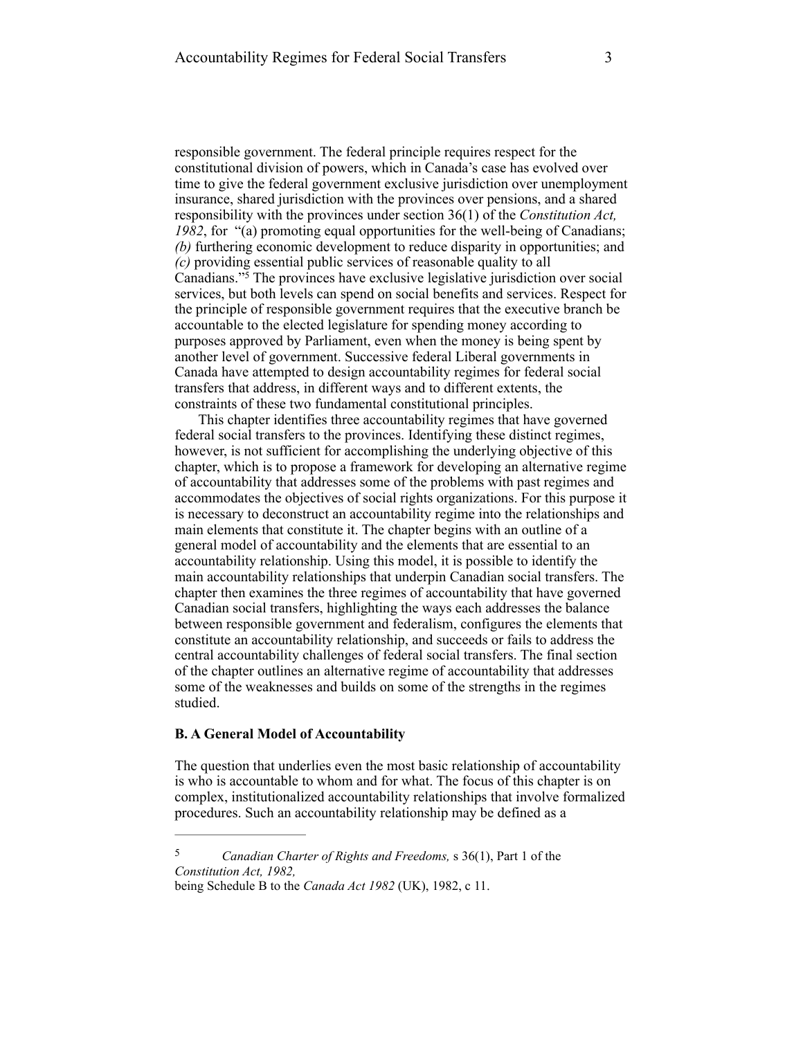responsible government. The federal principle requires respect for the constitutional division of powers, which in Canada's case has evolved over time to give the federal government exclusive jurisdiction over unemployment insurance, shared jurisdiction with the provinces over pensions, and a shared responsibility with the provinces under section 36(1) of the *Constitution Act, 1982*, for "(a) promoting equal opportunities for the well-being of Canadians; *(b)* furthering economic development to reduce disparity in opportunities; and *(c)* providing essential public services of reasonable quality to all Canadians."[5] The provinces have exclusive legislative jurisdiction over social services, but both levels can spend on social benefits and services. Respect for the principle of responsible government requires that the executive branch be accountable to the elected legislature for spending money according to purposes approved by Parliament, even when the money is being spent by another level of government. Successive federal Liberal governments in Canada have attempted to design accountability regimes for federal social transfers that address, in different ways and to different extents, the constraints of these two fundamental constitutional principles.

This chapter identifies three accountability regimes that have governed federal social transfers to the provinces. Identifying these distinct regimes, however, is not sufficient for accomplishing the underlying objective of this chapter, which is to propose a framework for developing an alternative regime of accountability that addresses some of the problems with past regimes and accommodates the objectives of social rights organizations. For this purpose it is necessary to deconstruct an accountability regime into the relationships and main elements that constitute it. The chapter begins with an outline of a general model of accountability and the elements that are essential to an accountability relationship. Using this model, it is possible to identify the main accountability relationships that underpin Canadian social transfers. The chapter then examines the three regimes of accountability that have governed Canadian social transfers, highlighting the ways each addresses the balance between responsible government and federalism, configures the elements that constitute an accountability relationship, and succeeds or fails to address the central accountability challenges of federal social transfers. The final section of the chapter outlines an alternative regime of accountability that addresses some of the weaknesses and builds on some of the strengths in the regimes studied.

**B. A General Model of Accountability**

The question that underlies even the most basic relationship of accountability is who is accountable to whom and for what. The focus of this chapter is on complex, institutionalized accountability relationships that involve formalized procedures. Such an accountability relationship may be defined as a

---

[5] *Canadian Charter of Rights and Freedoms,* s 36(1), Part 1 of the *Constitution Act, 1982,* being Schedule B to the *Canada Act 1982* (UK), 1982, c 11.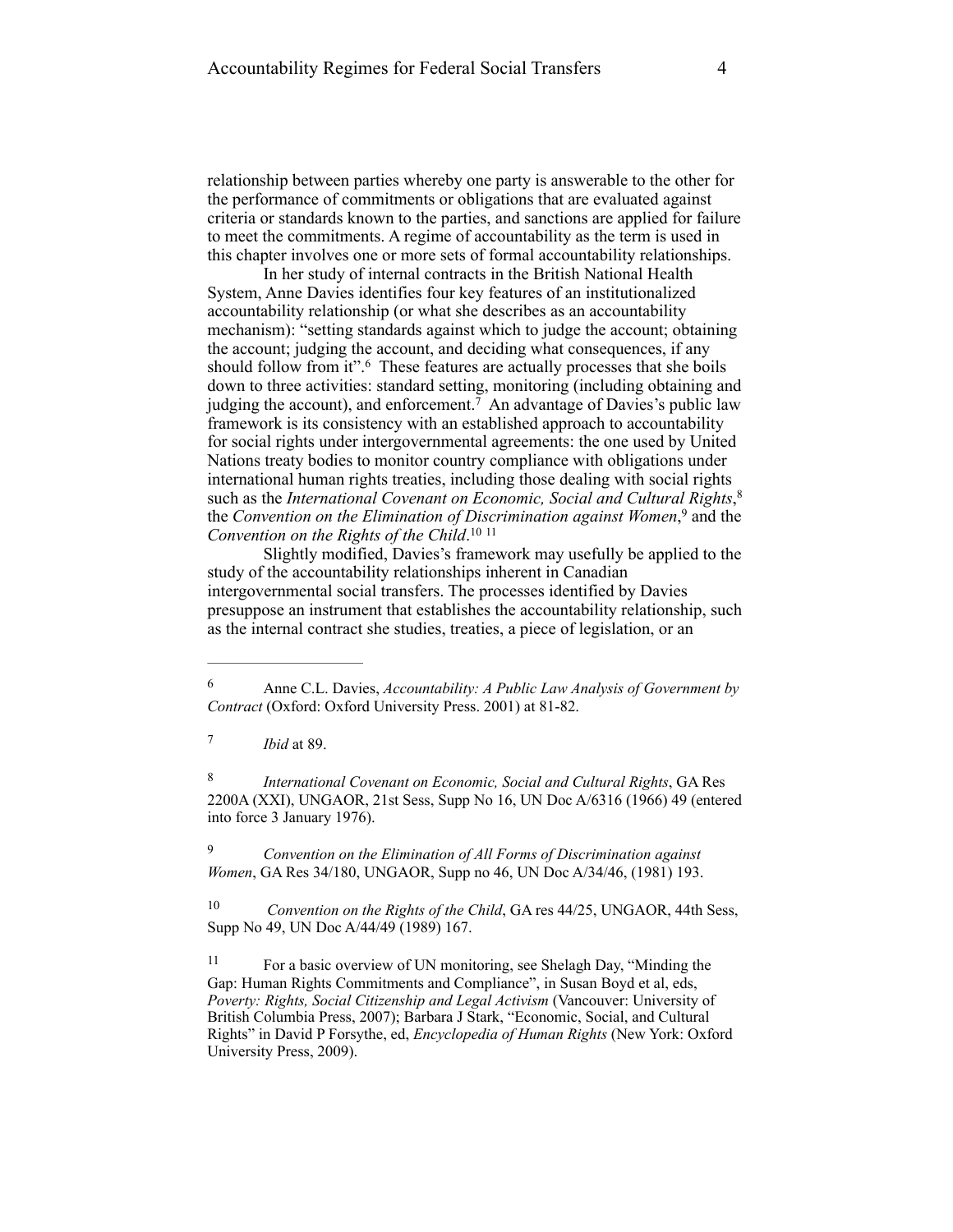relationship between parties whereby one party is answerable to the other for the performance of commitments or obligations that are evaluated against criteria or standards known to the parties, and sanctions are applied for failure to meet the commitments. A regime of accountability as the term is used in this chapter involves one or more sets of formal accountability relationships.

In her study of internal contracts in the British National Health System, Anne Davies identifies four key features of an institutionalized accountability relationship (or what she describes as an accountability mechanism): "setting standards against which to judge the account; obtaining the account; judging the account, and deciding what consequences, if any should follow from it".[6] These features are actually processes that she boils down to three activities: standard setting, monitoring (including obtaining and judging the account), and enforcement.[7] An advantage of Davies's public law framework is its consistency with an established approach to accountability for social rights under intergovernmental agreements: the one used by United Nations treaty bodies to monitor country compliance with obligations under international human rights treaties, including those dealing with social rights such as the *International Covenant on Economic, Social and Cultural Rights*,[8] the *Convention on the Elimination of Discrimination against Women*,[9] and the *Convention on the Rights of the Child*.[10] [11]

Slightly modified, Davies's framework may usefully be applied to the study of the accountability relationships inherent in Canadian intergovernmental social transfers. The processes identified by Davies presuppose an instrument that establishes the accountability relationship, such as the internal contract she studies, treaties, a piece of legislation, or an

---

[6] Anne C.L. Davies, *Accountability: A Public Law Analysis of Government by Contract* (Oxford: Oxford University Press. 2001) at 81-82.

[7] *Ibid* at 89.

[8] *International Covenant on Economic, Social and Cultural Rights*, GA Res 2200A (XXI), UNGAOR, 21st Sess, Supp No 16, UN Doc A/6316 (1966) 49 (entered into force 3 January 1976).

[9] *Convention on the Elimination of All Forms of Discrimination against Women*, GA Res 34/180, UNGAOR, Supp no 46, UN Doc A/34/46, (1981) 193.

[10] *Convention on the Rights of the Child*, GA res 44/25, UNGAOR, 44th Sess, Supp No 49, UN Doc A/44/49 (1989) 167.

[11] For a basic overview of UN monitoring, see Shelagh Day, "Minding the Gap: Human Rights Commitments and Compliance", in Susan Boyd et al, eds, *Poverty: Rights, Social Citizenship and Legal Activism* (Vancouver: University of British Columbia Press, 2007); Barbara J Stark, "Economic, Social, and Cultural Rights" in David P Forsythe, ed, *Encyclopedia of Human Rights* (New York: Oxford University Press, 2009).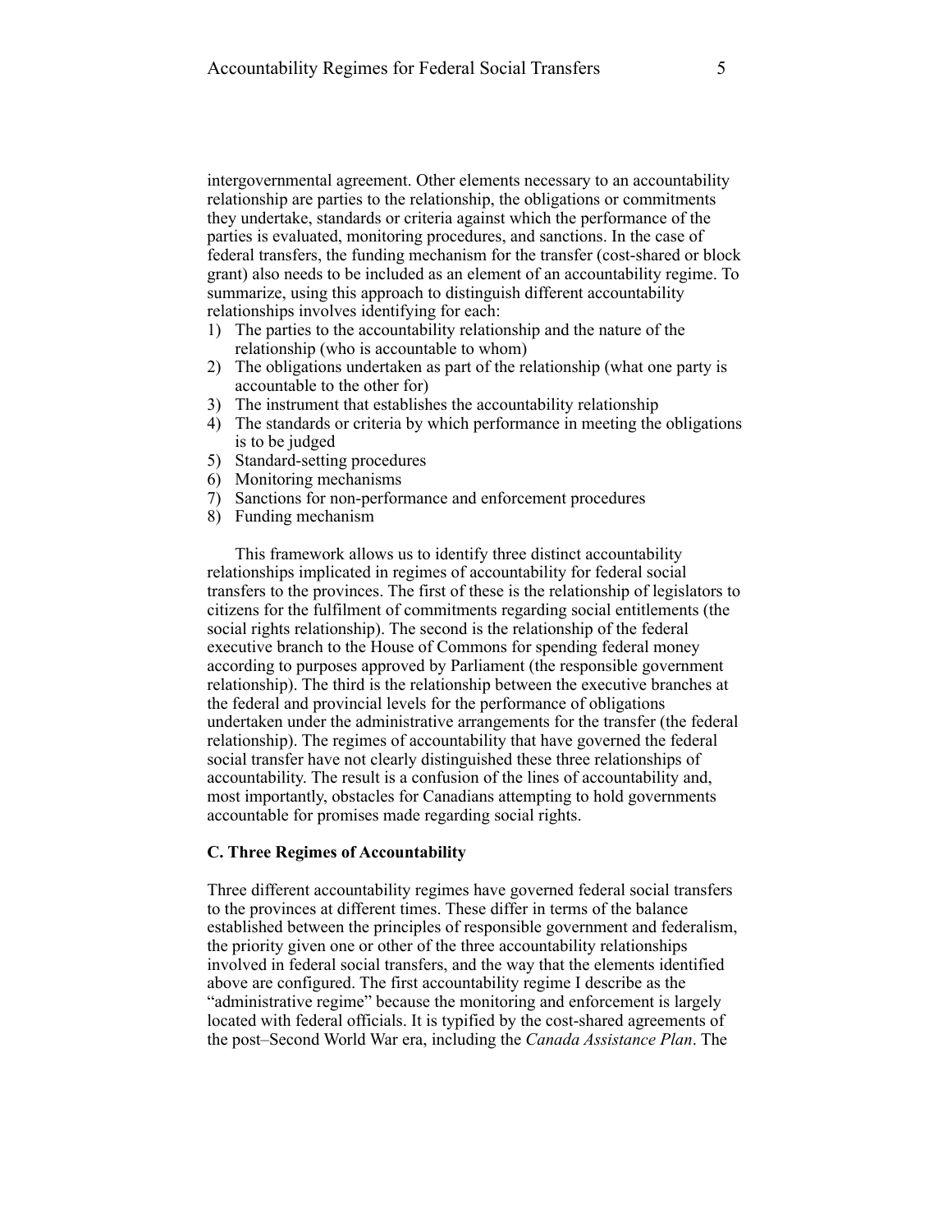intergovernmental agreement. Other elements necessary to an accountability relationship are parties to the relationship, the obligations or commitments they undertake, standards or criteria against which the performance of the parties is evaluated, monitoring procedures, and sanctions. In the case of federal transfers, the funding mechanism for the transfer (cost-shared or block grant) also needs to be included as an element of an accountability regime. To summarize, using this approach to distinguish different accountability relationships involves identifying for each:

1) The parties to the accountability relationship and the nature of the relationship (who is accountable to whom)
2) The obligations undertaken as part of the relationship (what one party is accountable to the other for)
3) The instrument that establishes the accountability relationship
4) The standards or criteria by which performance in meeting the obligations is to be judged
5) Standard-setting procedures
6) Monitoring mechanisms
7) Sanctions for non-performance and enforcement procedures
8) Funding mechanism

This framework allows us to identify three distinct accountability relationships implicated in regimes of accountability for federal social transfers to the provinces. The first of these is the relationship of legislators to citizens for the fulfilment of commitments regarding social entitlements (the social rights relationship). The second is the relationship of the federal executive branch to the House of Commons for spending federal money according to purposes approved by Parliament (the responsible government relationship). The third is the relationship between the executive branches at the federal and provincial levels for the performance of obligations undertaken under the administrative arrangements for the transfer (the federal relationship). The regimes of accountability that have governed the federal social transfer have not clearly distinguished these three relationships of accountability. The result is a confusion of the lines of accountability and, most importantly, obstacles for Canadians attempting to hold governments accountable for promises made regarding social rights.

### C. Three Regimes of Accountability

Three different accountability regimes have governed federal social transfers to the provinces at different times. These differ in terms of the balance established between the principles of responsible government and federalism, the priority given one or other of the three accountability relationships involved in federal social transfers, and the way that the elements identified above are configured. The first accountability regime I describe as the "administrative regime" because the monitoring and enforcement is largely located with federal officials. It is typified by the cost-shared agreements of the post–Second World War era, including the *Canada Assistance Plan*. The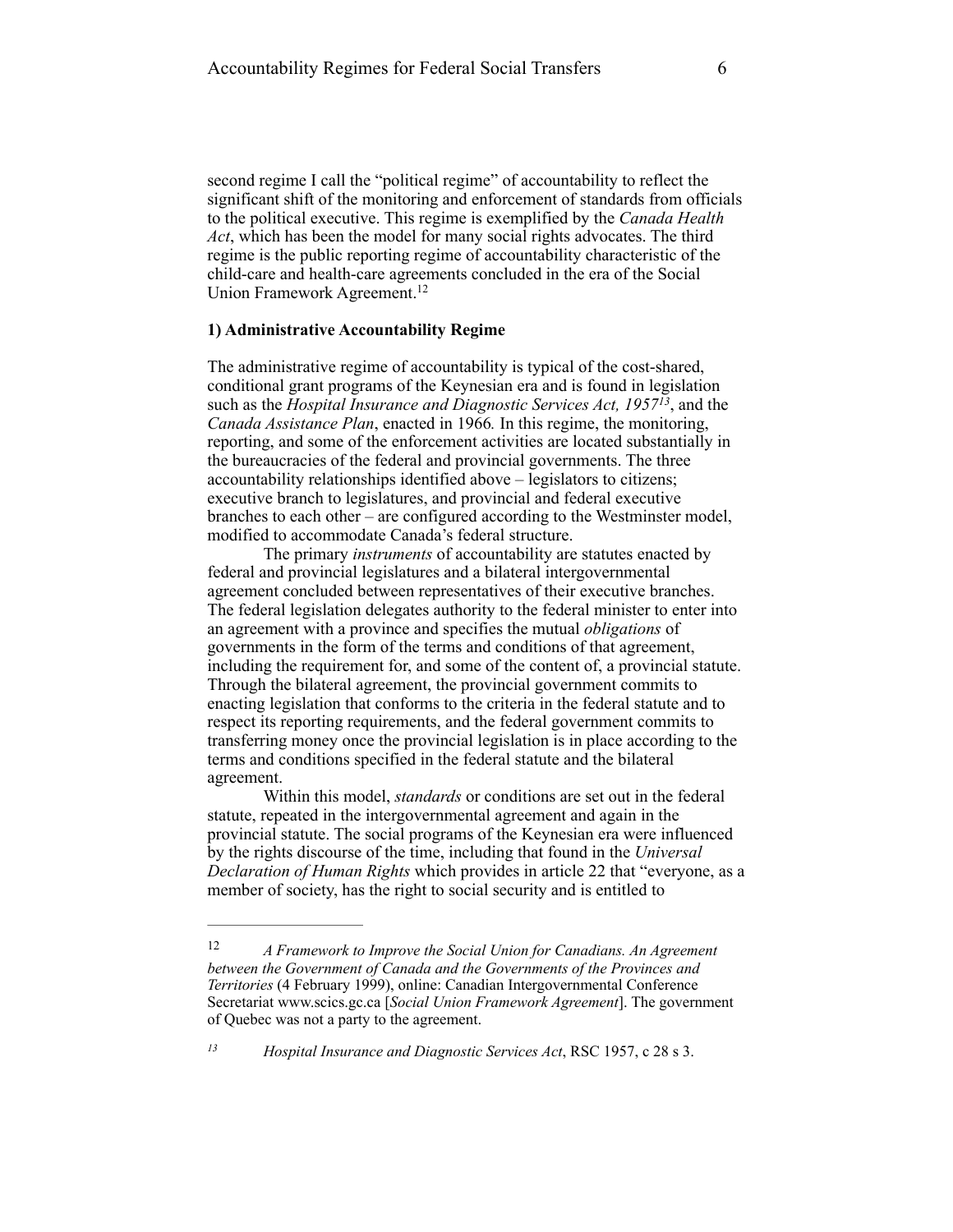second regime I call the "political regime" of accountability to reflect the significant shift of the monitoring and enforcement of standards from officials to the political executive. This regime is exemplified by the *Canada Health Act*, which has been the model for many social rights advocates. The third regime is the public reporting regime of accountability characteristic of the child-care and health-care agreements concluded in the era of the Social Union Framework Agreement.[12]

**1) Administrative Accountability Regime**

The administrative regime of accountability is typical of the cost-shared, conditional grant programs of the Keynesian era and is found in legislation such as the *Hospital Insurance and Diagnostic Services Act, 1957*[13], and the *Canada Assistance Plan*, enacted in 1966*.* In this regime, the monitoring, reporting, and some of the enforcement activities are located substantially in the bureaucracies of the federal and provincial governments. The three accountability relationships identified above – legislators to citizens; executive branch to legislatures, and provincial and federal executive branches to each other – are configured according to the Westminster model, modified to accommodate Canada's federal structure.

The primary *instruments* of accountability are statutes enacted by federal and provincial legislatures and a bilateral intergovernmental agreement concluded between representatives of their executive branches. The federal legislation delegates authority to the federal minister to enter into an agreement with a province and specifies the mutual *obligations* of governments in the form of the terms and conditions of that agreement, including the requirement for, and some of the content of, a provincial statute. Through the bilateral agreement, the provincial government commits to enacting legislation that conforms to the criteria in the federal statute and to respect its reporting requirements, and the federal government commits to transferring money once the provincial legislation is in place according to the terms and conditions specified in the federal statute and the bilateral agreement.

Within this model, *standards* or conditions are set out in the federal statute, repeated in the intergovernmental agreement and again in the provincial statute. The social programs of the Keynesian era were influenced by the rights discourse of the time, including that found in the *Universal Declaration of Human Rights* which provides in article 22 that "everyone, as a member of society, has the right to social security and is entitled to

---

[12] *A Framework to Improve the Social Union for Canadians. An Agreement between the Government of Canada and the Governments of the Provinces and Territories* (4 February 1999), online: Canadian Intergovernmental Conference Secretariat www.scics.gc.ca [*Social Union Framework Agreement*]. The government of Quebec was not a party to the agreement.

[13] *Hospital Insurance and Diagnostic Services Act*, RSC 1957, c 28 s 3.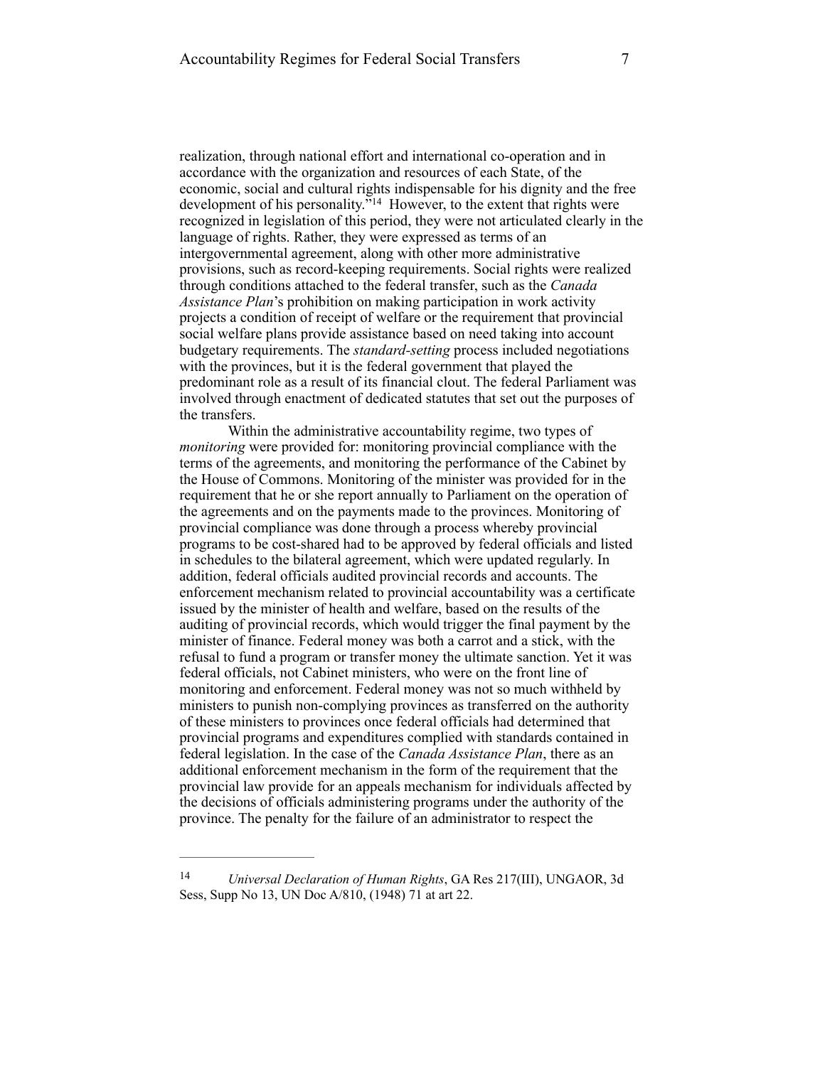realization, through national effort and international co-operation and in accordance with the organization and resources of each State, of the economic, social and cultural rights indispensable for his dignity and the free development of his personality."[14] However, to the extent that rights were recognized in legislation of this period, they were not articulated clearly in the language of rights. Rather, they were expressed as terms of an intergovernmental agreement, along with other more administrative provisions, such as record-keeping requirements. Social rights were realized through conditions attached to the federal transfer, such as the *Canada Assistance Plan*'s prohibition on making participation in work activity projects a condition of receipt of welfare or the requirement that provincial social welfare plans provide assistance based on need taking into account budgetary requirements. The *standard-setting* process included negotiations with the provinces, but it is the federal government that played the predominant role as a result of its financial clout. The federal Parliament was involved through enactment of dedicated statutes that set out the purposes of the transfers.

Within the administrative accountability regime, two types of *monitoring* were provided for: monitoring provincial compliance with the terms of the agreements, and monitoring the performance of the Cabinet by the House of Commons. Monitoring of the minister was provided for in the requirement that he or she report annually to Parliament on the operation of the agreements and on the payments made to the provinces. Monitoring of provincial compliance was done through a process whereby provincial programs to be cost-shared had to be approved by federal officials and listed in schedules to the bilateral agreement, which were updated regularly. In addition, federal officials audited provincial records and accounts. The enforcement mechanism related to provincial accountability was a certificate issued by the minister of health and welfare, based on the results of the auditing of provincial records, which would trigger the final payment by the minister of finance. Federal money was both a carrot and a stick, with the refusal to fund a program or transfer money the ultimate sanction. Yet it was federal officials, not Cabinet ministers, who were on the front line of monitoring and enforcement. Federal money was not so much withheld by ministers to punish non-complying provinces as transferred on the authority of these ministers to provinces once federal officials had determined that provincial programs and expenditures complied with standards contained in federal legislation. In the case of the *Canada Assistance Plan*, there as an additional enforcement mechanism in the form of the requirement that the provincial law provide for an appeals mechanism for individuals affected by the decisions of officials administering programs under the authority of the province. The penalty for the failure of an administrator to respect the

---

[14] *Universal Declaration of Human Rights*, GA Res 217(III), UNGAOR, 3d Sess, Supp No 13, UN Doc A/810, (1948) 71 at art 22.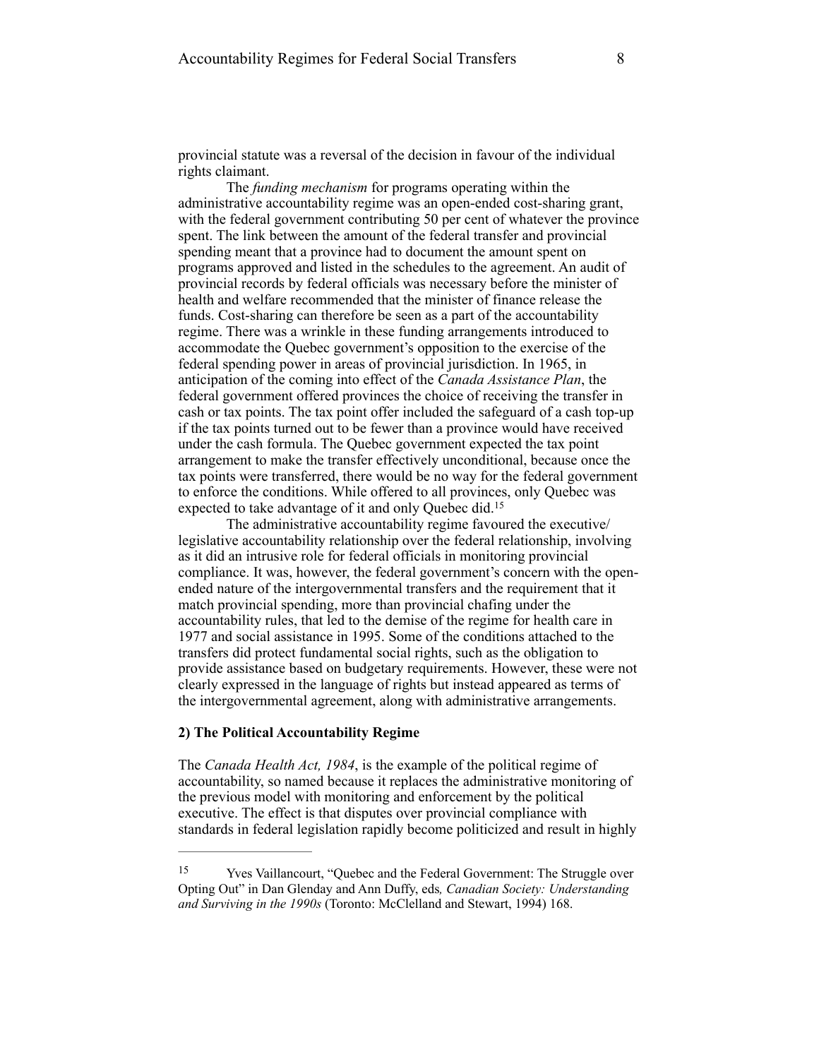provincial statute was a reversal of the decision in favour of the individual rights claimant.

The *funding mechanism* for programs operating within the administrative accountability regime was an open-ended cost-sharing grant, with the federal government contributing 50 per cent of whatever the province spent. The link between the amount of the federal transfer and provincial spending meant that a province had to document the amount spent on programs approved and listed in the schedules to the agreement. An audit of provincial records by federal officials was necessary before the minister of health and welfare recommended that the minister of finance release the funds. Cost-sharing can therefore be seen as a part of the accountability regime. There was a wrinkle in these funding arrangements introduced to accommodate the Quebec government's opposition to the exercise of the federal spending power in areas of provincial jurisdiction. In 1965, in anticipation of the coming into effect of the *Canada Assistance Plan*, the federal government offered provinces the choice of receiving the transfer in cash or tax points. The tax point offer included the safeguard of a cash top-up if the tax points turned out to be fewer than a province would have received under the cash formula. The Quebec government expected the tax point arrangement to make the transfer effectively unconditional, because once the tax points were transferred, there would be no way for the federal government to enforce the conditions. While offered to all provinces, only Quebec was expected to take advantage of it and only Quebec did.[15]

The administrative accountability regime favoured the executive/legislative accountability relationship over the federal relationship, involving as it did an intrusive role for federal officials in monitoring provincial compliance. It was, however, the federal government's concern with the open-ended nature of the intergovernmental transfers and the requirement that it match provincial spending, more than provincial chafing under the accountability rules, that led to the demise of the regime for health care in 1977 and social assistance in 1995. Some of the conditions attached to the transfers did protect fundamental social rights, such as the obligation to provide assistance based on budgetary requirements. However, these were not clearly expressed in the language of rights but instead appeared as terms of the intergovernmental agreement, along with administrative arrangements.

**2) The Political Accountability Regime**

The *Canada Health Act, 1984*, is the example of the political regime of accountability, so named because it replaces the administrative monitoring of the previous model with monitoring and enforcement by the political executive. The effect is that disputes over provincial compliance with standards in federal legislation rapidly become politicized and result in highly

---

[15] Yves Vaillancourt, "Quebec and the Federal Government: The Struggle over Opting Out" in Dan Glenday and Ann Duffy, eds*, Canadian Society: Understanding and Surviving in the 1990s* (Toronto: McClelland and Stewart, 1994) 168.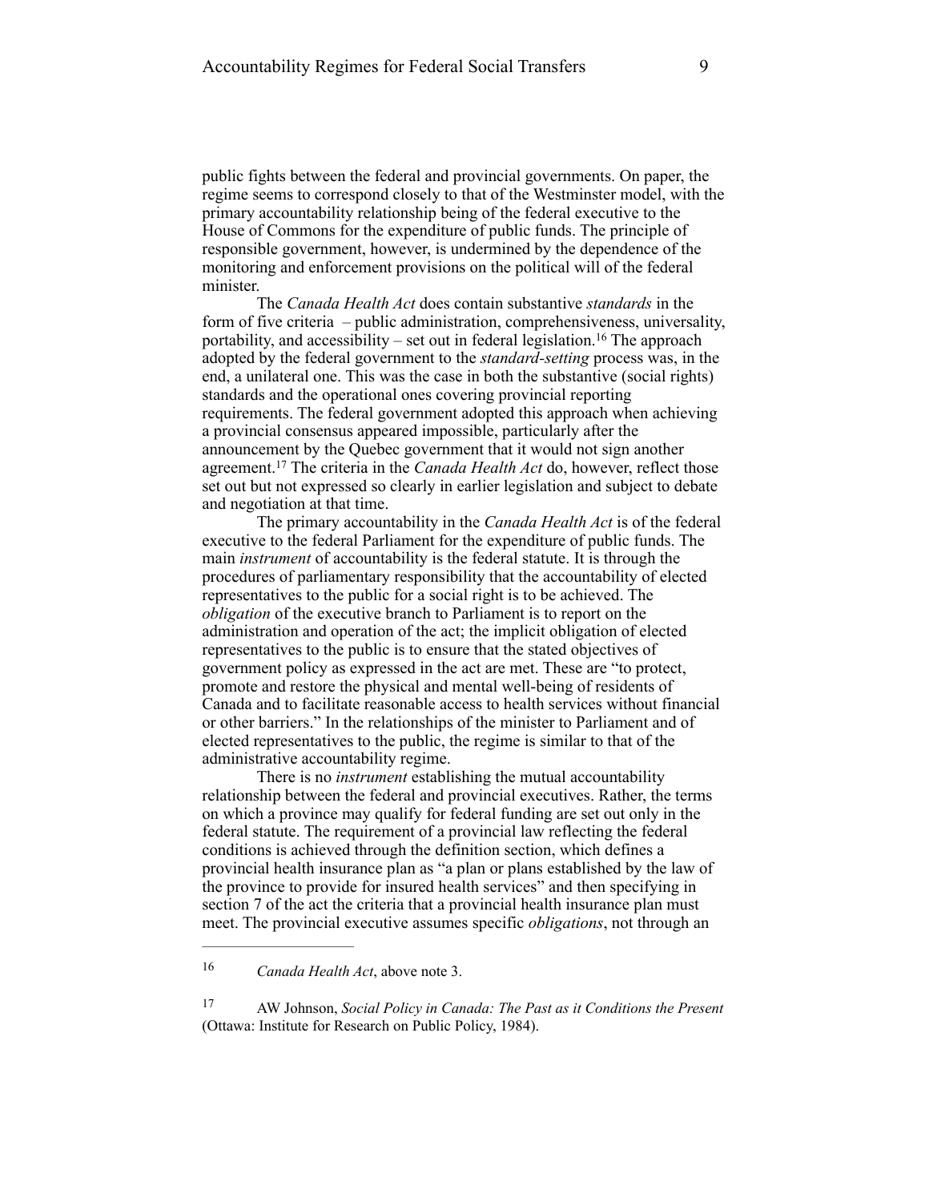public fights between the federal and provincial governments. On paper, the regime seems to correspond closely to that of the Westminster model, with the primary accountability relationship being of the federal executive to the House of Commons for the expenditure of public funds. The principle of responsible government, however, is undermined by the dependence of the monitoring and enforcement provisions on the political will of the federal minister.

The *Canada Health Act* does contain substantive *standards* in the form of five criteria – public administration, comprehensiveness, universality, portability, and accessibility – set out in federal legislation.[16] The approach adopted by the federal government to the *standard-setting* process was, in the end, a unilateral one. This was the case in both the substantive (social rights) standards and the operational ones covering provincial reporting requirements. The federal government adopted this approach when achieving a provincial consensus appeared impossible, particularly after the announcement by the Quebec government that it would not sign another agreement.[17] The criteria in the *Canada Health Act* do, however, reflect those set out but not expressed so clearly in earlier legislation and subject to debate and negotiation at that time.

The primary accountability in the *Canada Health Act* is of the federal executive to the federal Parliament for the expenditure of public funds. The main *instrument* of accountability is the federal statute. It is through the procedures of parliamentary responsibility that the accountability of elected representatives to the public for a social right is to be achieved. The *obligation* of the executive branch to Parliament is to report on the administration and operation of the act; the implicit obligation of elected representatives to the public is to ensure that the stated objectives of government policy as expressed in the act are met. These are "to protect, promote and restore the physical and mental well-being of residents of Canada and to facilitate reasonable access to health services without financial or other barriers." In the relationships of the minister to Parliament and of elected representatives to the public, the regime is similar to that of the administrative accountability regime.

There is no *instrument* establishing the mutual accountability relationship between the federal and provincial executives. Rather, the terms on which a province may qualify for federal funding are set out only in the federal statute. The requirement of a provincial law reflecting the federal conditions is achieved through the definition section, which defines a provincial health insurance plan as "a plan or plans established by the law of the province to provide for insured health services" and then specifying in section 7 of the act the criteria that a provincial health insurance plan must meet. The provincial executive assumes specific *obligations*, not through an

---

[16] *Canada Health Act*, above note 3.

[17] AW Johnson, *Social Policy in Canada: The Past as it Conditions the Present* (Ottawa: Institute for Research on Public Policy, 1984).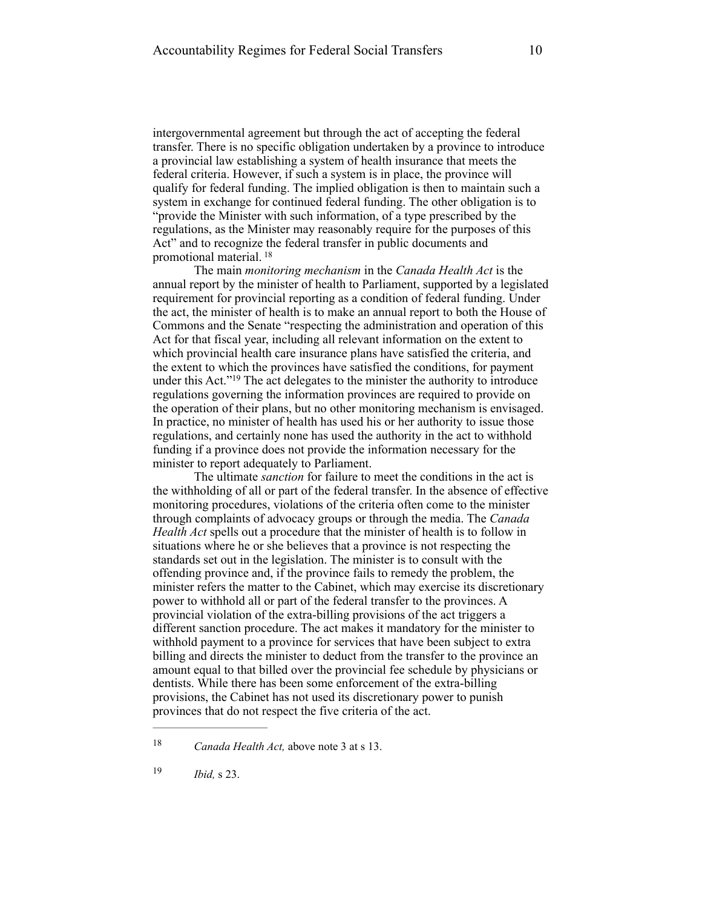intergovernmental agreement but through the act of accepting the federal transfer. There is no specific obligation undertaken by a province to introduce a provincial law establishing a system of health insurance that meets the federal criteria. However, if such a system is in place, the province will qualify for federal funding. The implied obligation is then to maintain such a system in exchange for continued federal funding. The other obligation is to "provide the Minister with such information, of a type prescribed by the regulations, as the Minister may reasonably require for the purposes of this Act" and to recognize the federal transfer in public documents and promotional material. [18]

The main *monitoring mechanism* in the *Canada Health Act* is the annual report by the minister of health to Parliament, supported by a legislated requirement for provincial reporting as a condition of federal funding. Under the act, the minister of health is to make an annual report to both the House of Commons and the Senate "respecting the administration and operation of this Act for that fiscal year, including all relevant information on the extent to which provincial health care insurance plans have satisfied the criteria, and the extent to which the provinces have satisfied the conditions, for payment under this Act."[19] The act delegates to the minister the authority to introduce regulations governing the information provinces are required to provide on the operation of their plans, but no other monitoring mechanism is envisaged. In practice, no minister of health has used his or her authority to issue those regulations, and certainly none has used the authority in the act to withhold funding if a province does not provide the information necessary for the minister to report adequately to Parliament.

The ultimate *sanction* for failure to meet the conditions in the act is the withholding of all or part of the federal transfer. In the absence of effective monitoring procedures, violations of the criteria often come to the minister through complaints of advocacy groups or through the media. The *Canada Health Act* spells out a procedure that the minister of health is to follow in situations where he or she believes that a province is not respecting the standards set out in the legislation. The minister is to consult with the offending province and, if the province fails to remedy the problem, the minister refers the matter to the Cabinet, which may exercise its discretionary power to withhold all or part of the federal transfer to the provinces. A provincial violation of the extra-billing provisions of the act triggers a different sanction procedure. The act makes it mandatory for the minister to withhold payment to a province for services that have been subject to extra billing and directs the minister to deduct from the transfer to the province an amount equal to that billed over the provincial fee schedule by physicians or dentists. While there has been some enforcement of the extra-billing provisions, the Cabinet has not used its discretionary power to punish provinces that do not respect the five criteria of the act.

---

[18] *Canada Health Act,* above note 3 at s 13.

[19] *Ibid,* s 23.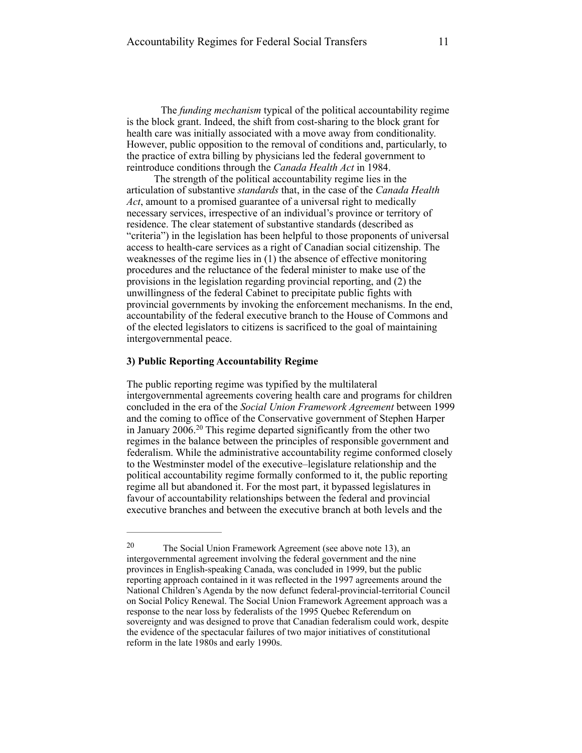The *funding mechanism* typical of the political accountability regime is the block grant. Indeed, the shift from cost-sharing to the block grant for health care was initially associated with a move away from conditionality. However, public opposition to the removal of conditions and, particularly, to the practice of extra billing by physicians led the federal government to reintroduce conditions through the *Canada Health Act* in 1984.

The strength of the political accountability regime lies in the articulation of substantive *standards* that, in the case of the *Canada Health Act*, amount to a promised guarantee of a universal right to medically necessary services, irrespective of an individual's province or territory of residence. The clear statement of substantive standards (described as "criteria") in the legislation has been helpful to those proponents of universal access to health-care services as a right of Canadian social citizenship. The weaknesses of the regime lies in (1) the absence of effective monitoring procedures and the reluctance of the federal minister to make use of the provisions in the legislation regarding provincial reporting, and (2) the unwillingness of the federal Cabinet to precipitate public fights with provincial governments by invoking the enforcement mechanisms. In the end, accountability of the federal executive branch to the House of Commons and of the elected legislators to citizens is sacrificed to the goal of maintaining intergovernmental peace.

**3) Public Reporting Accountability Regime**

The public reporting regime was typified by the multilateral intergovernmental agreements covering health care and programs for children concluded in the era of the *Social Union Framework Agreement* between 1999 and the coming to office of the Conservative government of Stephen Harper in January 2006.[20] This regime departed significantly from the other two regimes in the balance between the principles of responsible government and federalism. While the administrative accountability regime conformed closely to the Westminster model of the executive–legislature relationship and the political accountability regime formally conformed to it, the public reporting regime all but abandoned it. For the most part, it bypassed legislatures in favour of accountability relationships between the federal and provincial executive branches and between the executive branch at both levels and the

---

[20] The Social Union Framework Agreement (see above note 13), an intergovernmental agreement involving the federal government and the nine provinces in English-speaking Canada, was concluded in 1999, but the public reporting approach contained in it was reflected in the 1997 agreements around the National Children's Agenda by the now defunct federal-provincial-territorial Council on Social Policy Renewal. The Social Union Framework Agreement approach was a response to the near loss by federalists of the 1995 Quebec Referendum on sovereignty and was designed to prove that Canadian federalism could work, despite the evidence of the spectacular failures of two major initiatives of constitutional reform in the late 1980s and early 1990s.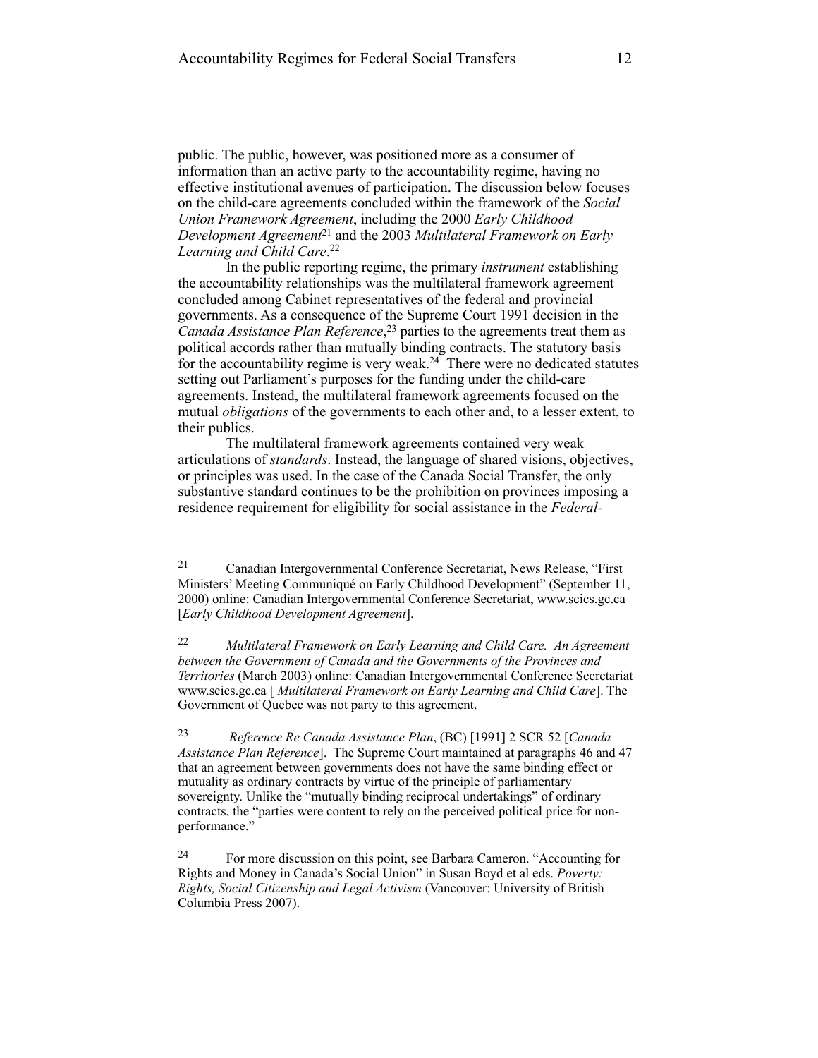public. The public, however, was positioned more as a consumer of information than an active party to the accountability regime, having no effective institutional avenues of participation. The discussion below focuses on the child-care agreements concluded within the framework of the *Social Union Framework Agreement*, including the 2000 *Early Childhood Development Agreement*[21] and the 2003 *Multilateral Framework on Early Learning and Child Care*.[22]

In the public reporting regime, the primary *instrument* establishing the accountability relationships was the multilateral framework agreement concluded among Cabinet representatives of the federal and provincial governments. As a consequence of the Supreme Court 1991 decision in the *Canada Assistance Plan Reference*,[23] parties to the agreements treat them as political accords rather than mutually binding contracts. The statutory basis for the accountability regime is very weak.[24] There were no dedicated statutes setting out Parliament's purposes for the funding under the child-care agreements. Instead, the multilateral framework agreements focused on the mutual *obligations* of the governments to each other and, to a lesser extent, to their publics.

The multilateral framework agreements contained very weak articulations of *standards*. Instead, the language of shared visions, objectives, or principles was used. In the case of the Canada Social Transfer, the only substantive standard continues to be the prohibition on provinces imposing a residence requirement for eligibility for social assistance in the *Federal-*

---

[21] Canadian Intergovernmental Conference Secretariat, News Release, "First Ministers' Meeting Communiqué on Early Childhood Development" (September 11, 2000) online: Canadian Intergovernmental Conference Secretariat, www.scics.gc.ca [*Early Childhood Development Agreement*].

[22] *Multilateral Framework on Early Learning and Child Care. An Agreement between the Government of Canada and the Governments of the Provinces and Territories* (March 2003) online: Canadian Intergovernmental Conference Secretariat www.scics.gc.ca [ *Multilateral Framework on Early Learning and Child Care*]. The Government of Quebec was not party to this agreement.

[23] *Reference Re Canada Assistance Plan*, (BC) [1991] 2 SCR 52 [*Canada Assistance Plan Reference*]. The Supreme Court maintained at paragraphs 46 and 47 that an agreement between governments does not have the same binding effect or mutuality as ordinary contracts by virtue of the principle of parliamentary sovereignty. Unlike the "mutually binding reciprocal undertakings" of ordinary contracts, the "parties were content to rely on the perceived political price for non-performance."

[24] For more discussion on this point, see Barbara Cameron. "Accounting for Rights and Money in Canada's Social Union" in Susan Boyd et al eds. *Poverty: Rights, Social Citizenship and Legal Activism* (Vancouver: University of British Columbia Press 2007).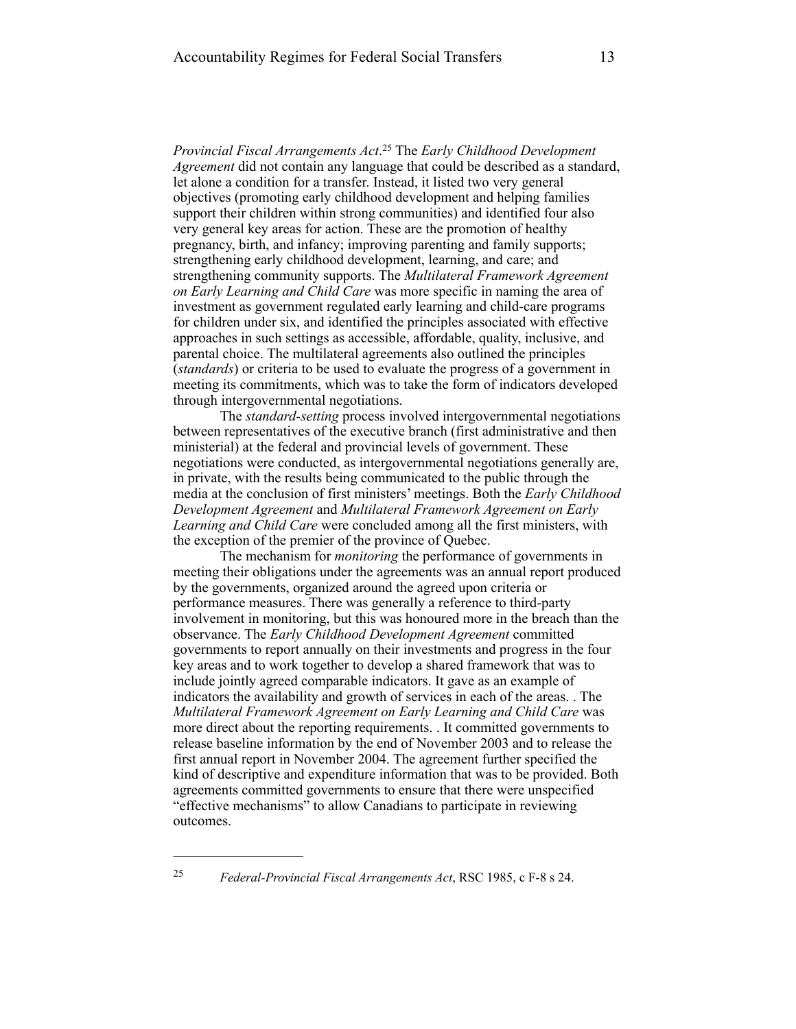*Provincial Fiscal Arrangements Act*.[25] The *Early Childhood Development Agreement* did not contain any language that could be described as a standard, let alone a condition for a transfer. Instead, it listed two very general objectives (promoting early childhood development and helping families support their children within strong communities) and identified four also very general key areas for action. These are the promotion of healthy pregnancy, birth, and infancy; improving parenting and family supports; strengthening early childhood development, learning, and care; and strengthening community supports. The *Multilateral Framework Agreement on Early Learning and Child Care* was more specific in naming the area of investment as government regulated early learning and child-care programs for children under six, and identified the principles associated with effective approaches in such settings as accessible, affordable, quality, inclusive, and parental choice. The multilateral agreements also outlined the principles (*standards*) or criteria to be used to evaluate the progress of a government in meeting its commitments, which was to take the form of indicators developed through intergovernmental negotiations.

The *standard-setting* process involved intergovernmental negotiations between representatives of the executive branch (first administrative and then ministerial) at the federal and provincial levels of government. These negotiations were conducted, as intergovernmental negotiations generally are, in private, with the results being communicated to the public through the media at the conclusion of first ministers' meetings. Both the *Early Childhood Development Agreement* and *Multilateral Framework Agreement on Early Learning and Child Care* were concluded among all the first ministers, with the exception of the premier of the province of Quebec.

The mechanism for *monitoring* the performance of governments in meeting their obligations under the agreements was an annual report produced by the governments, organized around the agreed upon criteria or performance measures. There was generally a reference to third-party involvement in monitoring, but this was honoured more in the breach than the observance. The *Early Childhood Development Agreement* committed governments to report annually on their investments and progress in the four key areas and to work together to develop a shared framework that was to include jointly agreed comparable indicators. It gave as an example of indicators the availability and growth of services in each of the areas. . The *Multilateral Framework Agreement on Early Learning and Child Care* was more direct about the reporting requirements. . It committed governments to release baseline information by the end of November 2003 and to release the first annual report in November 2004. The agreement further specified the kind of descriptive and expenditure information that was to be provided. Both agreements committed governments to ensure that there were unspecified "effective mechanisms" to allow Canadians to participate in reviewing outcomes.

---

[25] *Federal-Provincial Fiscal Arrangements Act*, RSC 1985, c F-8 s 24.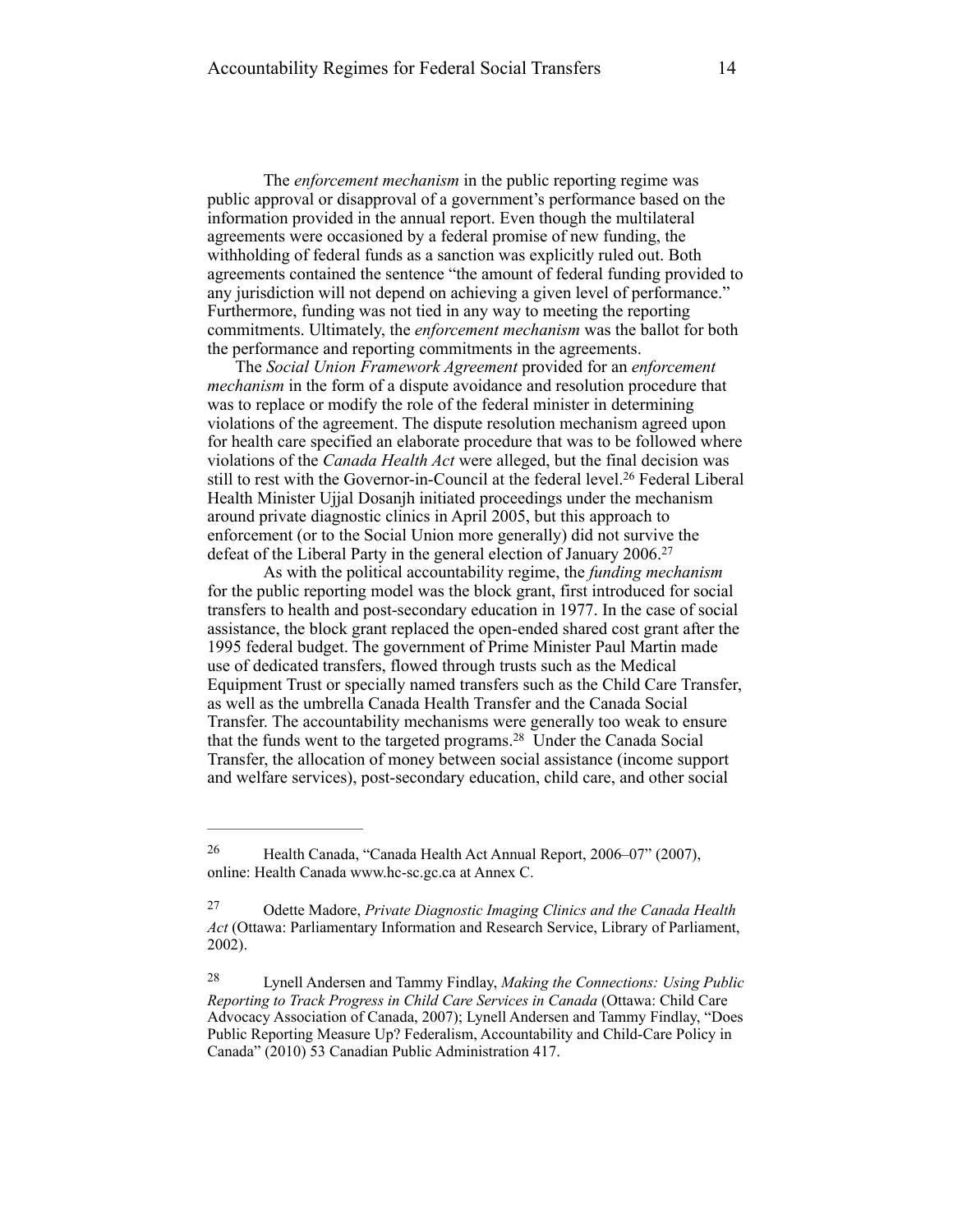The *enforcement mechanism* in the public reporting regime was public approval or disapproval of a government's performance based on the information provided in the annual report. Even though the multilateral agreements were occasioned by a federal promise of new funding, the withholding of federal funds as a sanction was explicitly ruled out. Both agreements contained the sentence "the amount of federal funding provided to any jurisdiction will not depend on achieving a given level of performance." Furthermore, funding was not tied in any way to meeting the reporting commitments. Ultimately, the *enforcement mechanism* was the ballot for both the performance and reporting commitments in the agreements.

The *Social Union Framework Agreement* provided for an *enforcement mechanism* in the form of a dispute avoidance and resolution procedure that was to replace or modify the role of the federal minister in determining violations of the agreement. The dispute resolution mechanism agreed upon for health care specified an elaborate procedure that was to be followed where violations of the *Canada Health Act* were alleged, but the final decision was still to rest with the Governor-in-Council at the federal level.[26] Federal Liberal Health Minister Ujjal Dosanjh initiated proceedings under the mechanism around private diagnostic clinics in April 2005, but this approach to enforcement (or to the Social Union more generally) did not survive the defeat of the Liberal Party in the general election of January 2006.[27]

As with the political accountability regime, the *funding mechanism* for the public reporting model was the block grant, first introduced for social transfers to health and post-secondary education in 1977. In the case of social assistance, the block grant replaced the open-ended shared cost grant after the 1995 federal budget. The government of Prime Minister Paul Martin made use of dedicated transfers, flowed through trusts such as the Medical Equipment Trust or specially named transfers such as the Child Care Transfer, as well as the umbrella Canada Health Transfer and the Canada Social Transfer. The accountability mechanisms were generally too weak to ensure that the funds went to the targeted programs.[28] Under the Canada Social Transfer, the allocation of money between social assistance (income support and welfare services), post-secondary education, child care, and other social

---

[26] Health Canada, "Canada Health Act Annual Report, 2006–07" (2007), online: Health Canada www.hc-sc.gc.ca at Annex C.

[27] Odette Madore, *Private Diagnostic Imaging Clinics and the Canada Health Act* (Ottawa: Parliamentary Information and Research Service, Library of Parliament, 2002).

[28] Lynell Andersen and Tammy Findlay, *Making the Connections: Using Public Reporting to Track Progress in Child Care Services in Canada* (Ottawa: Child Care Advocacy Association of Canada, 2007); Lynell Andersen and Tammy Findlay, "Does Public Reporting Measure Up? Federalism, Accountability and Child-Care Policy in Canada" (2010) 53 Canadian Public Administration 417.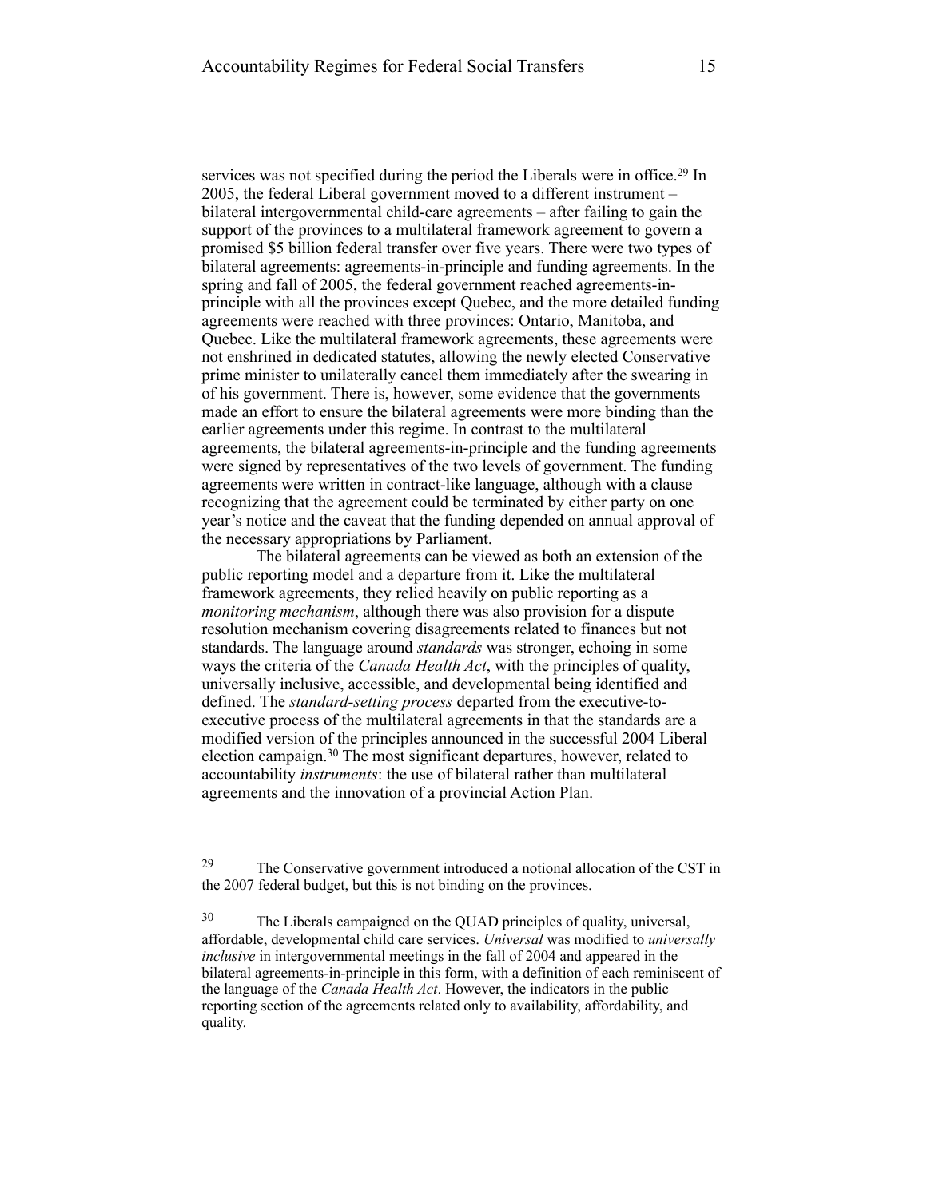services was not specified during the period the Liberals were in office.[29] In 2005, the federal Liberal government moved to a different instrument – bilateral intergovernmental child-care agreements – after failing to gain the support of the provinces to a multilateral framework agreement to govern a promised $5 billion federal transfer over five years. There were two types of bilateral agreements: agreements-in-principle and funding agreements. In the spring and fall of 2005, the federal government reached agreements-in-principle with all the provinces except Quebec, and the more detailed funding agreements were reached with three provinces: Ontario, Manitoba, and Quebec. Like the multilateral framework agreements, these agreements were not enshrined in dedicated statutes, allowing the newly elected Conservative prime minister to unilaterally cancel them immediately after the swearing in of his government. There is, however, some evidence that the governments made an effort to ensure the bilateral agreements were more binding than the earlier agreements under this regime. In contrast to the multilateral agreements, the bilateral agreements-in-principle and the funding agreements were signed by representatives of the two levels of government. The funding agreements were written in contract-like language, although with a clause recognizing that the agreement could be terminated by either party on one year's notice and the caveat that the funding depended on annual approval of the necessary appropriations by Parliament.

The bilateral agreements can be viewed as both an extension of the public reporting model and a departure from it. Like the multilateral framework agreements, they relied heavily on public reporting as a *monitoring mechanism*, although there was also provision for a dispute resolution mechanism covering disagreements related to finances but not standards. The language around *standards* was stronger, echoing in some ways the criteria of the *Canada Health Act*, with the principles of quality, universally inclusive, accessible, and developmental being identified and defined. The *standard-setting process* departed from the executive-to-executive process of the multilateral agreements in that the standards are a modified version of the principles announced in the successful 2004 Liberal election campaign.[30] The most significant departures, however, related to accountability *instruments*: the use of bilateral rather than multilateral agreements and the innovation of a provincial Action Plan.

---

[29] The Conservative government introduced a notional allocation of the CST in the 2007 federal budget, but this is not binding on the provinces.

[30] The Liberals campaigned on the QUAD principles of quality, universal, affordable, developmental child care services. *Universal* was modified to *universally inclusive* in intergovernmental meetings in the fall of 2004 and appeared in the bilateral agreements-in-principle in this form, with a definition of each reminiscent of the language of the *Canada Health Act*. However, the indicators in the public reporting section of the agreements related only to availability, affordability, and quality.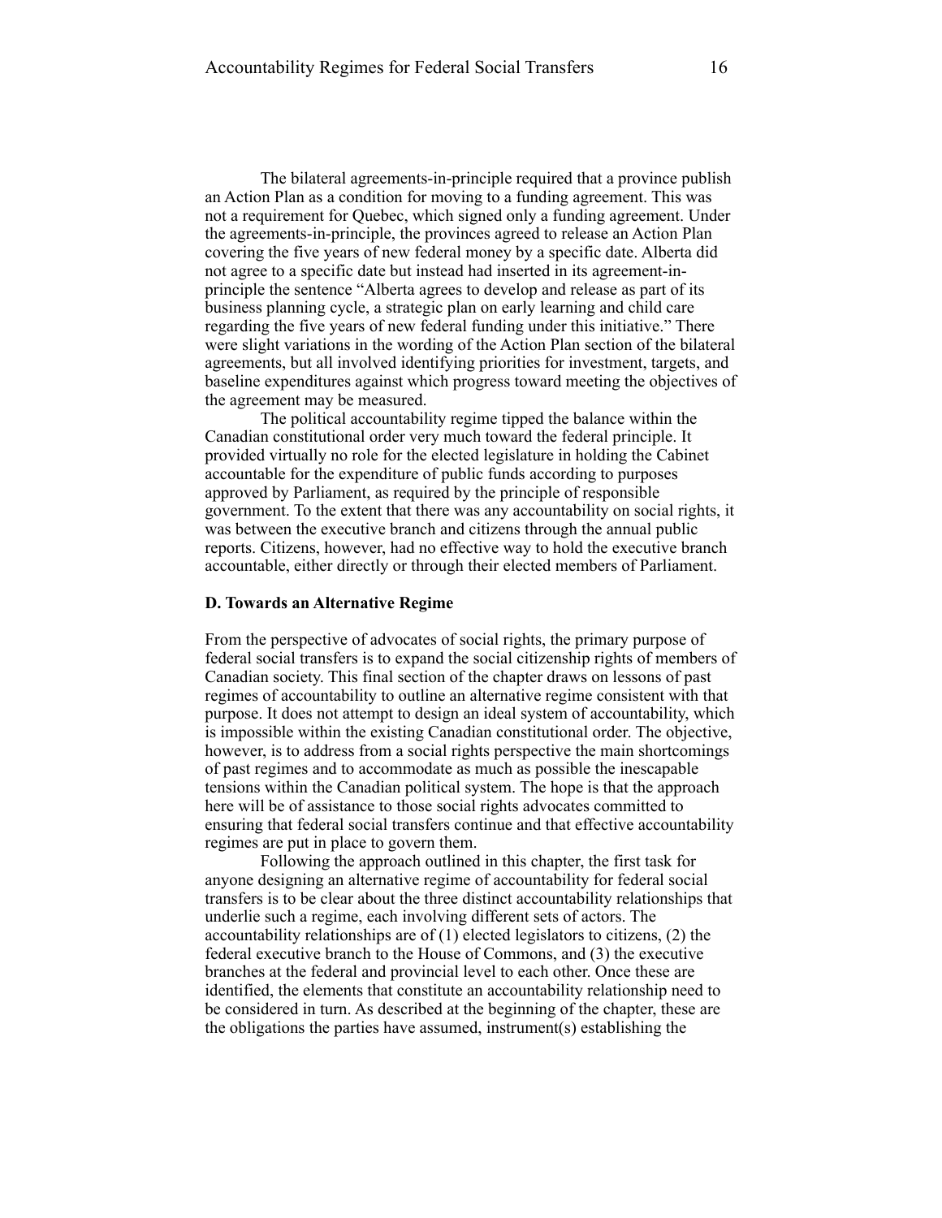The bilateral agreements-in-principle required that a province publish an Action Plan as a condition for moving to a funding agreement. This was not a requirement for Quebec, which signed only a funding agreement. Under the agreements-in-principle, the provinces agreed to release an Action Plan covering the five years of new federal money by a specific date. Alberta did not agree to a specific date but instead had inserted in its agreement-in-principle the sentence "Alberta agrees to develop and release as part of its business planning cycle, a strategic plan on early learning and child care regarding the five years of new federal funding under this initiative." There were slight variations in the wording of the Action Plan section of the bilateral agreements, but all involved identifying priorities for investment, targets, and baseline expenditures against which progress toward meeting the objectives of the agreement may be measured.

The political accountability regime tipped the balance within the Canadian constitutional order very much toward the federal principle. It provided virtually no role for the elected legislature in holding the Cabinet accountable for the expenditure of public funds according to purposes approved by Parliament, as required by the principle of responsible government. To the extent that there was any accountability on social rights, it was between the executive branch and citizens through the annual public reports. Citizens, however, had no effective way to hold the executive branch accountable, either directly or through their elected members of Parliament.

**D. Towards an Alternative Regime**

From the perspective of advocates of social rights, the primary purpose of federal social transfers is to expand the social citizenship rights of members of Canadian society. This final section of the chapter draws on lessons of past regimes of accountability to outline an alternative regime consistent with that purpose. It does not attempt to design an ideal system of accountability, which is impossible within the existing Canadian constitutional order. The objective, however, is to address from a social rights perspective the main shortcomings of past regimes and to accommodate as much as possible the inescapable tensions within the Canadian political system. The hope is that the approach here will be of assistance to those social rights advocates committed to ensuring that federal social transfers continue and that effective accountability regimes are put in place to govern them.

Following the approach outlined in this chapter, the first task for anyone designing an alternative regime of accountability for federal social transfers is to be clear about the three distinct accountability relationships that underlie such a regime, each involving different sets of actors. The accountability relationships are of (1) elected legislators to citizens, (2) the federal executive branch to the House of Commons, and (3) the executive branches at the federal and provincial level to each other. Once these are identified, the elements that constitute an accountability relationship need to be considered in turn. As described at the beginning of the chapter, these are the obligations the parties have assumed, instrument(s) establishing the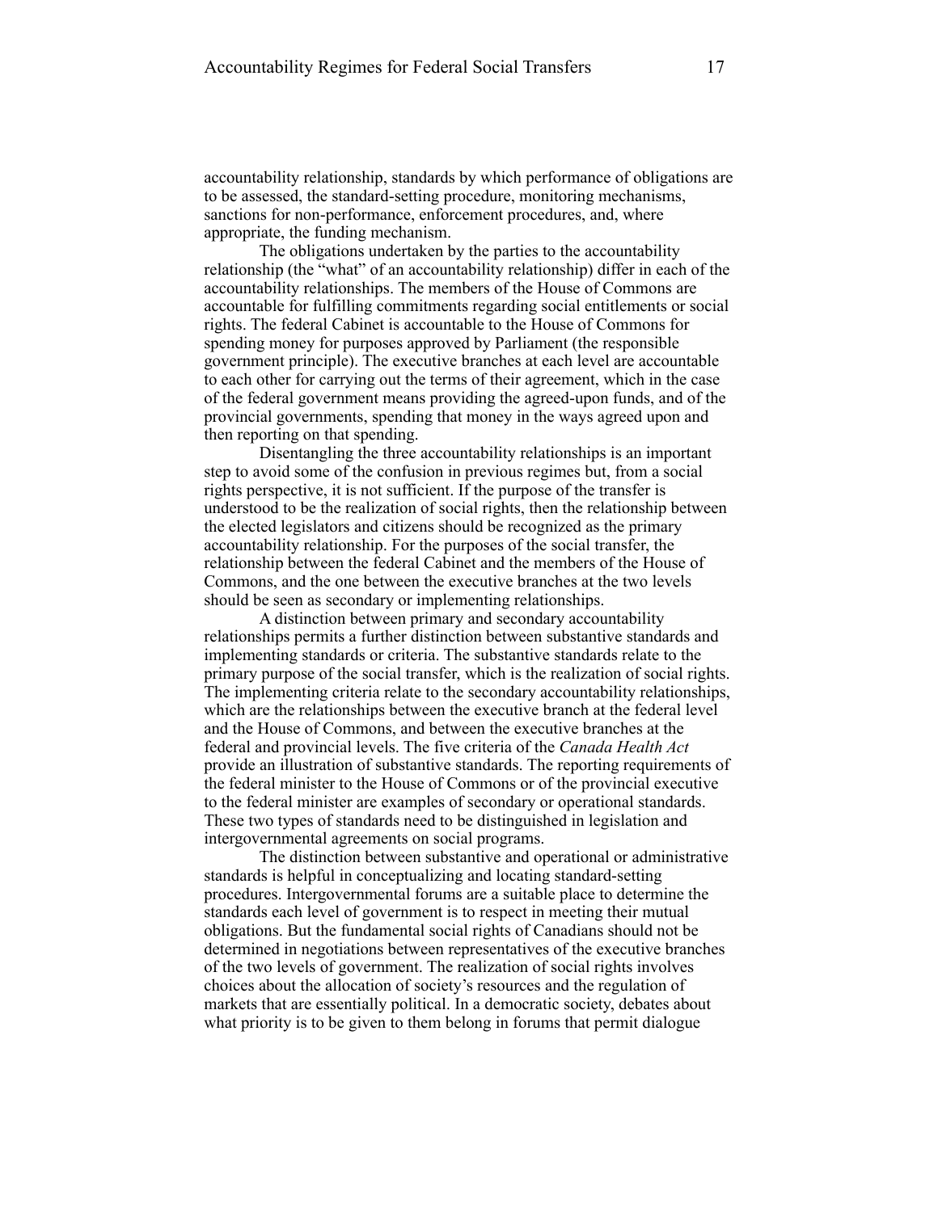accountability relationship, standards by which performance of obligations are to be assessed, the standard-setting procedure, monitoring mechanisms, sanctions for non-performance, enforcement procedures, and, where appropriate, the funding mechanism.

The obligations undertaken by the parties to the accountability relationship (the "what" of an accountability relationship) differ in each of the accountability relationships. The members of the House of Commons are accountable for fulfilling commitments regarding social entitlements or social rights. The federal Cabinet is accountable to the House of Commons for spending money for purposes approved by Parliament (the responsible government principle). The executive branches at each level are accountable to each other for carrying out the terms of their agreement, which in the case of the federal government means providing the agreed-upon funds, and of the provincial governments, spending that money in the ways agreed upon and then reporting on that spending.

Disentangling the three accountability relationships is an important step to avoid some of the confusion in previous regimes but, from a social rights perspective, it is not sufficient. If the purpose of the transfer is understood to be the realization of social rights, then the relationship between the elected legislators and citizens should be recognized as the primary accountability relationship. For the purposes of the social transfer, the relationship between the federal Cabinet and the members of the House of Commons, and the one between the executive branches at the two levels should be seen as secondary or implementing relationships.

A distinction between primary and secondary accountability relationships permits a further distinction between substantive standards and implementing standards or criteria. The substantive standards relate to the primary purpose of the social transfer, which is the realization of social rights. The implementing criteria relate to the secondary accountability relationships, which are the relationships between the executive branch at the federal level and the House of Commons, and between the executive branches at the federal and provincial levels. The five criteria of the *Canada Health Act* provide an illustration of substantive standards. The reporting requirements of the federal minister to the House of Commons or of the provincial executive to the federal minister are examples of secondary or operational standards. These two types of standards need to be distinguished in legislation and intergovernmental agreements on social programs.

The distinction between substantive and operational or administrative standards is helpful in conceptualizing and locating standard-setting procedures. Intergovernmental forums are a suitable place to determine the standards each level of government is to respect in meeting their mutual obligations. But the fundamental social rights of Canadians should not be determined in negotiations between representatives of the executive branches of the two levels of government. The realization of social rights involves choices about the allocation of society's resources and the regulation of markets that are essentially political. In a democratic society, debates about what priority is to be given to them belong in forums that permit dialogue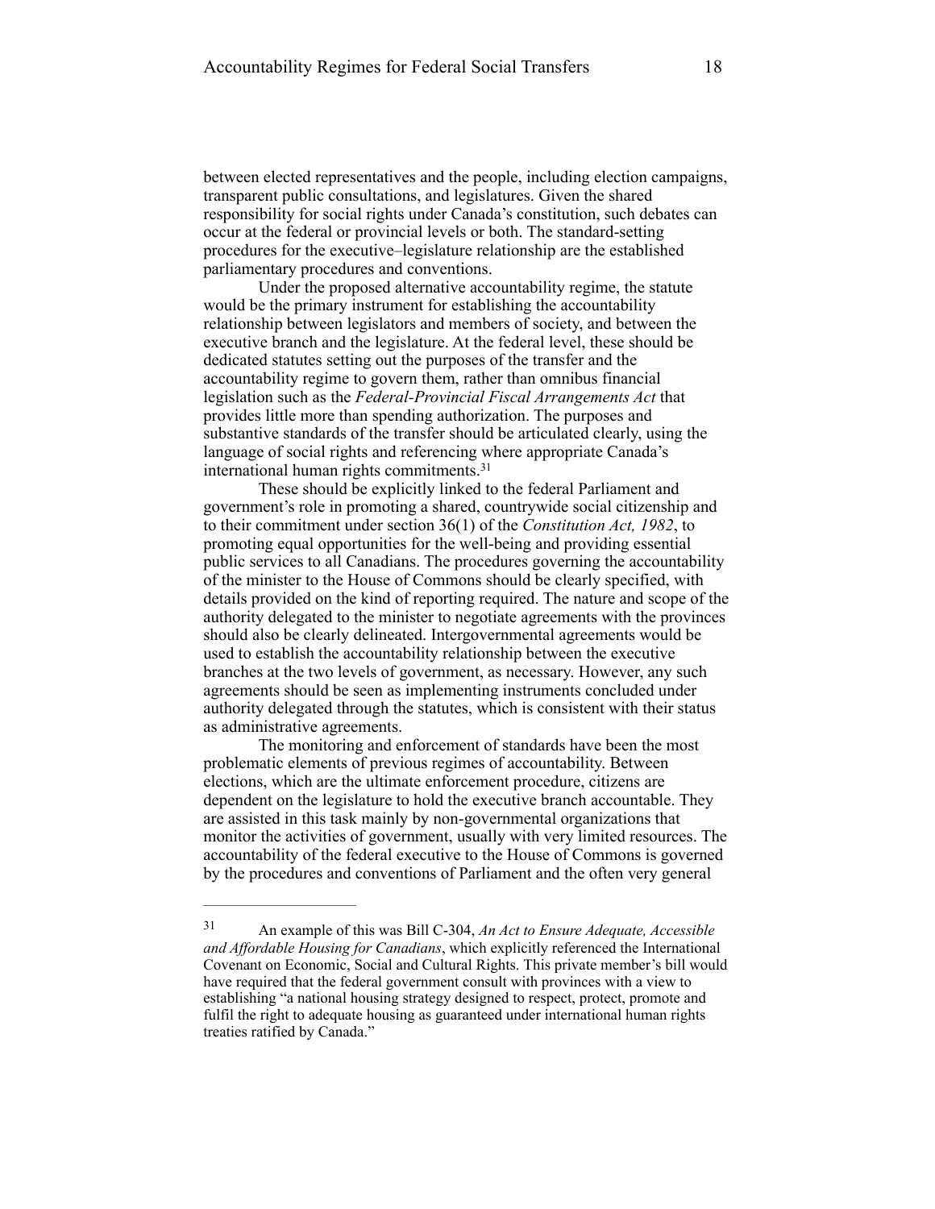between elected representatives and the people, including election campaigns, transparent public consultations, and legislatures. Given the shared responsibility for social rights under Canada's constitution, such debates can occur at the federal or provincial levels or both. The standard-setting procedures for the executive–legislature relationship are the established parliamentary procedures and conventions.

Under the proposed alternative accountability regime, the statute would be the primary instrument for establishing the accountability relationship between legislators and members of society, and between the executive branch and the legislature. At the federal level, these should be dedicated statutes setting out the purposes of the transfer and the accountability regime to govern them, rather than omnibus financial legislation such as the *Federal-Provincial Fiscal Arrangements Act* that provides little more than spending authorization. The purposes and substantive standards of the transfer should be articulated clearly, using the language of social rights and referencing where appropriate Canada's international human rights commitments.[31]

These should be explicitly linked to the federal Parliament and government's role in promoting a shared, countrywide social citizenship and to their commitment under section 36(1) of the *Constitution Act, 1982*, to promoting equal opportunities for the well-being and providing essential public services to all Canadians. The procedures governing the accountability of the minister to the House of Commons should be clearly specified, with details provided on the kind of reporting required. The nature and scope of the authority delegated to the minister to negotiate agreements with the provinces should also be clearly delineated. Intergovernmental agreements would be used to establish the accountability relationship between the executive branches at the two levels of government, as necessary. However, any such agreements should be seen as implementing instruments concluded under authority delegated through the statutes, which is consistent with their status as administrative agreements.

The monitoring and enforcement of standards have been the most problematic elements of previous regimes of accountability. Between elections, which are the ultimate enforcement procedure, citizens are dependent on the legislature to hold the executive branch accountable. They are assisted in this task mainly by non-governmental organizations that monitor the activities of government, usually with very limited resources. The accountability of the federal executive to the House of Commons is governed by the procedures and conventions of Parliament and the often very general

---

[31] An example of this was Bill C-304, *An Act to Ensure Adequate, Accessible and Affordable Housing for Canadians*, which explicitly referenced the International Covenant on Economic, Social and Cultural Rights. This private member's bill would have required that the federal government consult with provinces with a view to establishing "a national housing strategy designed to respect, protect, promote and fulfil the right to adequate housing as guaranteed under international human rights treaties ratified by Canada."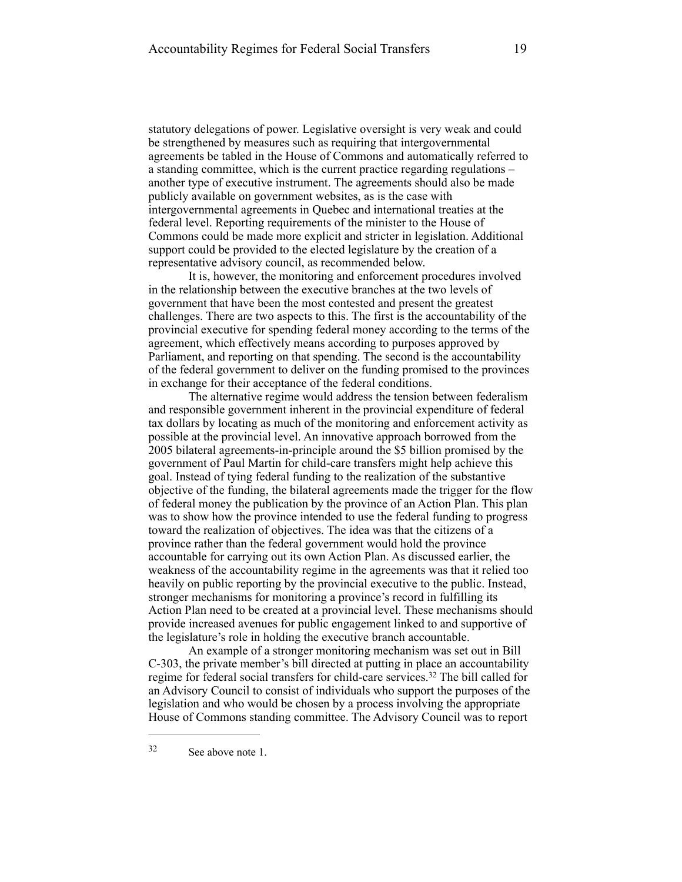statutory delegations of power. Legislative oversight is very weak and could be strengthened by measures such as requiring that intergovernmental agreements be tabled in the House of Commons and automatically referred to a standing committee, which is the current practice regarding regulations – another type of executive instrument. The agreements should also be made publicly available on government websites, as is the case with intergovernmental agreements in Quebec and international treaties at the federal level. Reporting requirements of the minister to the House of Commons could be made more explicit and stricter in legislation. Additional support could be provided to the elected legislature by the creation of a representative advisory council, as recommended below.

It is, however, the monitoring and enforcement procedures involved in the relationship between the executive branches at the two levels of government that have been the most contested and present the greatest challenges. There are two aspects to this. The first is the accountability of the provincial executive for spending federal money according to the terms of the agreement, which effectively means according to purposes approved by Parliament, and reporting on that spending. The second is the accountability of the federal government to deliver on the funding promised to the provinces in exchange for their acceptance of the federal conditions.

The alternative regime would address the tension between federalism and responsible government inherent in the provincial expenditure of federal tax dollars by locating as much of the monitoring and enforcement activity as possible at the provincial level. An innovative approach borrowed from the 2005 bilateral agreements-in-principle around the $5 billion promised by the government of Paul Martin for child-care transfers might help achieve this goal. Instead of tying federal funding to the realization of the substantive objective of the funding, the bilateral agreements made the trigger for the flow of federal money the publication by the province of an Action Plan. This plan was to show how the province intended to use the federal funding to progress toward the realization of objectives. The idea was that the citizens of a province rather than the federal government would hold the province accountable for carrying out its own Action Plan. As discussed earlier, the weakness of the accountability regime in the agreements was that it relied too heavily on public reporting by the provincial executive to the public. Instead, stronger mechanisms for monitoring a province's record in fulfilling its Action Plan need to be created at a provincial level. These mechanisms should provide increased avenues for public engagement linked to and supportive of the legislature's role in holding the executive branch accountable.

An example of a stronger monitoring mechanism was set out in Bill C-303, the private member's bill directed at putting in place an accountability regime for federal social transfers for child-care services.[32] The bill called for an Advisory Council to consist of individuals who support the purposes of the legislation and who would be chosen by a process involving the appropriate House of Commons standing committee. The Advisory Council was to report

---

[32] See above note 1.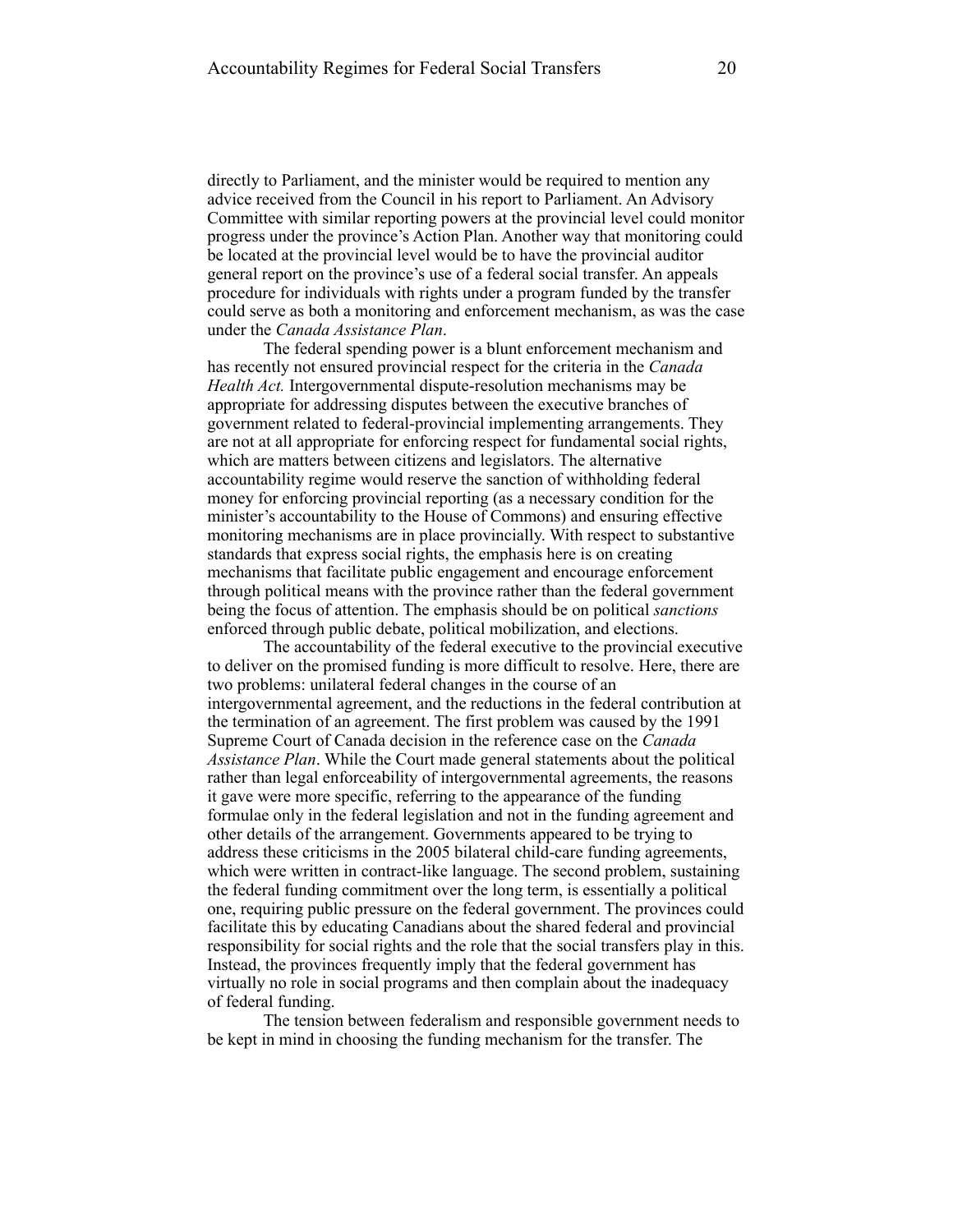directly to Parliament, and the minister would be required to mention any advice received from the Council in his report to Parliament. An Advisory Committee with similar reporting powers at the provincial level could monitor progress under the province's Action Plan. Another way that monitoring could be located at the provincial level would be to have the provincial auditor general report on the province's use of a federal social transfer. An appeals procedure for individuals with rights under a program funded by the transfer could serve as both a monitoring and enforcement mechanism, as was the case under the *Canada Assistance Plan*.

The federal spending power is a blunt enforcement mechanism and has recently not ensured provincial respect for the criteria in the *Canada Health Act.* Intergovernmental dispute-resolution mechanisms may be appropriate for addressing disputes between the executive branches of government related to federal-provincial implementing arrangements. They are not at all appropriate for enforcing respect for fundamental social rights, which are matters between citizens and legislators. The alternative accountability regime would reserve the sanction of withholding federal money for enforcing provincial reporting (as a necessary condition for the minister's accountability to the House of Commons) and ensuring effective monitoring mechanisms are in place provincially. With respect to substantive standards that express social rights, the emphasis here is on creating mechanisms that facilitate public engagement and encourage enforcement through political means with the province rather than the federal government being the focus of attention. The emphasis should be on political *sanctions* enforced through public debate, political mobilization, and elections.

The accountability of the federal executive to the provincial executive to deliver on the promised funding is more difficult to resolve. Here, there are two problems: unilateral federal changes in the course of an intergovernmental agreement, and the reductions in the federal contribution at the termination of an agreement. The first problem was caused by the 1991 Supreme Court of Canada decision in the reference case on the *Canada Assistance Plan*. While the Court made general statements about the political rather than legal enforceability of intergovernmental agreements, the reasons it gave were more specific, referring to the appearance of the funding formulae only in the federal legislation and not in the funding agreement and other details of the arrangement. Governments appeared to be trying to address these criticisms in the 2005 bilateral child-care funding agreements, which were written in contract-like language. The second problem, sustaining the federal funding commitment over the long term, is essentially a political one, requiring public pressure on the federal government. The provinces could facilitate this by educating Canadians about the shared federal and provincial responsibility for social rights and the role that the social transfers play in this. Instead, the provinces frequently imply that the federal government has virtually no role in social programs and then complain about the inadequacy of federal funding.

The tension between federalism and responsible government needs to be kept in mind in choosing the funding mechanism for the transfer. The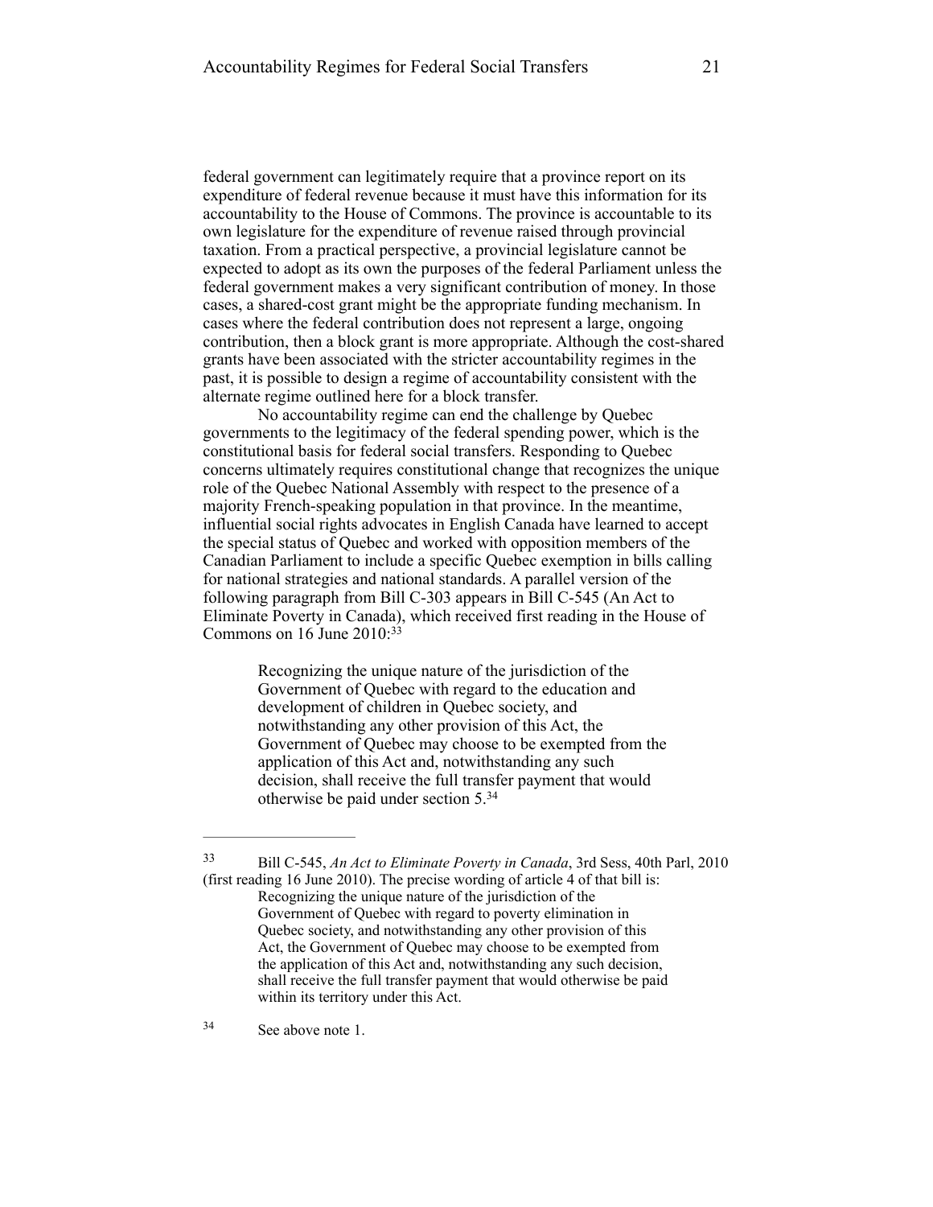federal government can legitimately require that a province report on its expenditure of federal revenue because it must have this information for its accountability to the House of Commons. The province is accountable to its own legislature for the expenditure of revenue raised through provincial taxation. From a practical perspective, a provincial legislature cannot be expected to adopt as its own the purposes of the federal Parliament unless the federal government makes a very significant contribution of money. In those cases, a shared-cost grant might be the appropriate funding mechanism. In cases where the federal contribution does not represent a large, ongoing contribution, then a block grant is more appropriate. Although the cost-shared grants have been associated with the stricter accountability regimes in the past, it is possible to design a regime of accountability consistent with the alternate regime outlined here for a block transfer.

No accountability regime can end the challenge by Quebec governments to the legitimacy of the federal spending power, which is the constitutional basis for federal social transfers. Responding to Quebec concerns ultimately requires constitutional change that recognizes the unique role of the Quebec National Assembly with respect to the presence of a majority French-speaking population in that province. In the meantime, influential social rights advocates in English Canada have learned to accept the special status of Quebec and worked with opposition members of the Canadian Parliament to include a specific Quebec exemption in bills calling for national strategies and national standards. A parallel version of the following paragraph from Bill C-303 appears in Bill C-545 (An Act to Eliminate Poverty in Canada), which received first reading in the House of Commons on 16 June 2010:[33]

> Recognizing the unique nature of the jurisdiction of the Government of Quebec with regard to the education and development of children in Quebec society, and notwithstanding any other provision of this Act, the Government of Quebec may choose to be exempted from the application of this Act and, notwithstanding any such decision, shall receive the full transfer payment that would otherwise be paid under section 5.[34]

---

[33] Bill C-545, *An Act to Eliminate Poverty in Canada*, 3rd Sess, 40th Parl, 2010 (first reading 16 June 2010). The precise wording of article 4 of that bill is:

> Recognizing the unique nature of the jurisdiction of the Government of Quebec with regard to poverty elimination in Quebec society, and notwithstanding any other provision of this Act, the Government of Quebec may choose to be exempted from the application of this Act and, notwithstanding any such decision, shall receive the full transfer payment that would otherwise be paid within its territory under this Act.

[34] See above note 1.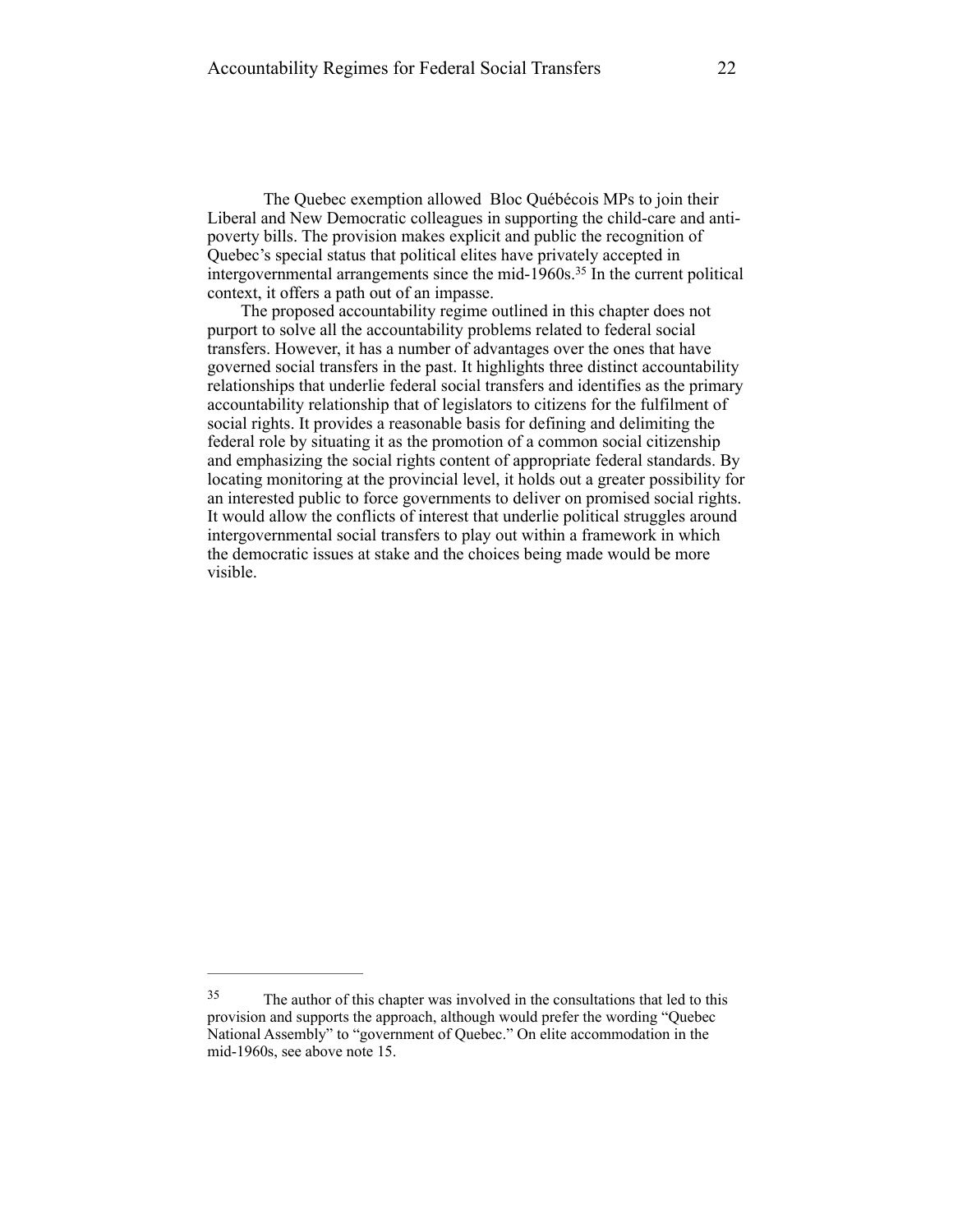The Quebec exemption allowed Bloc Québécois MPs to join their Liberal and New Democratic colleagues in supporting the child-care and anti-poverty bills. The provision makes explicit and public the recognition of Quebec's special status that political elites have privately accepted in intergovernmental arrangements since the mid-1960s.[35] In the current political context, it offers a path out of an impasse.

The proposed accountability regime outlined in this chapter does not purport to solve all the accountability problems related to federal social transfers. However, it has a number of advantages over the ones that have governed social transfers in the past. It highlights three distinct accountability relationships that underlie federal social transfers and identifies as the primary accountability relationship that of legislators to citizens for the fulfilment of social rights. It provides a reasonable basis for defining and delimiting the federal role by situating it as the promotion of a common social citizenship and emphasizing the social rights content of appropriate federal standards. By locating monitoring at the provincial level, it holds out a greater possibility for an interested public to force governments to deliver on promised social rights. It would allow the conflicts of interest that underlie political struggles around intergovernmental social transfers to play out within a framework in which the democratic issues at stake and the choices being made would be more visible.

---

[35] The author of this chapter was involved in the consultations that led to this provision and supports the approach, although would prefer the wording "Quebec National Assembly" to "government of Quebec." On elite accommodation in the mid-1960s, see above note 15.